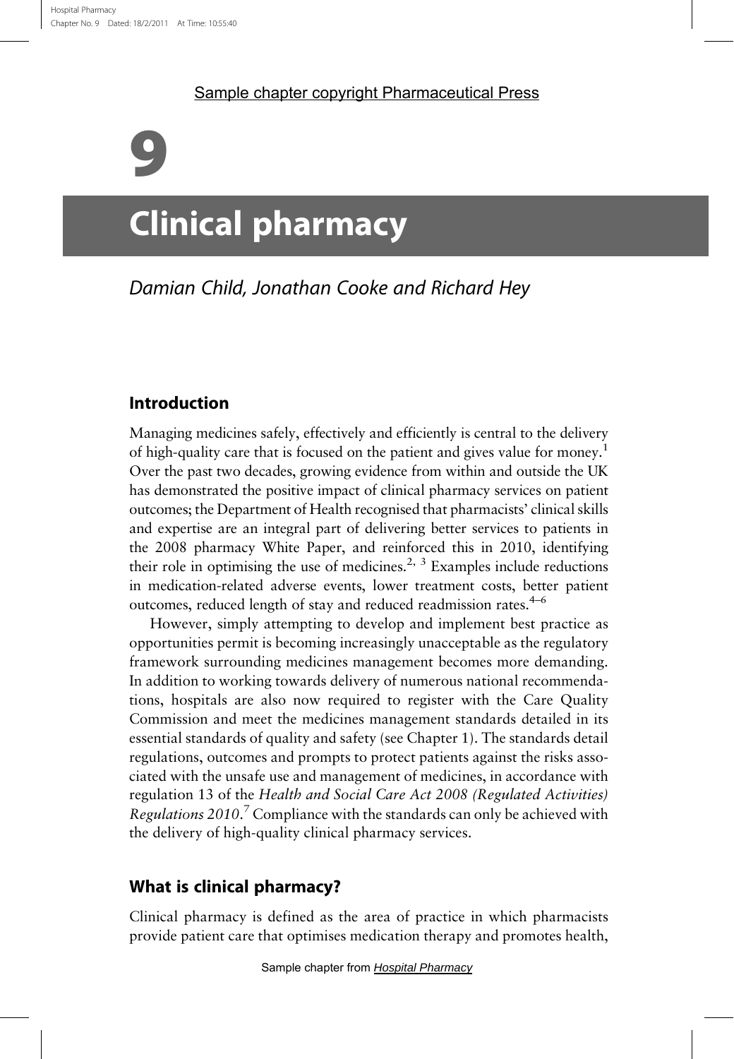# 9

# Clinical pharmacy

*Damian Child, Jonathan Cooke and Richard Hey*

## Introduction

Managing medicines safely, effectively and efficiently is central to the delivery of high-quality care that is focused on the patient and gives value for money.[1] Over the past two decades, growing evidence from within and outside the UK has demonstrated the positive impact of clinical pharmacy services on patient outcomes; the Department of Health recognised that pharmacists' clinical skills and expertise are an integral part of delivering better services to patients in the 2008 pharmacy White Paper, and reinforced this in 2010, identifying their role in optimising the use of medicines.[2, 3] Examples include reductions in medication-related adverse events, lower treatment costs, better patient outcomes, reduced length of stay and reduced readmission rates.[4–6]

However, simply attempting to develop and implement best practice as opportunities permit is becoming increasingly unacceptable as the regulatory framework surrounding medicines management becomes more demanding. In addition to working towards delivery of numerous national recommendations, hospitals are also now required to register with the Care Quality Commission and meet the medicines management standards detailed in its essential standards of quality and safety (see Chapter 1). The standards detail regulations, outcomes and prompts to protect patients against the risks associated with the unsafe use and management of medicines, in accordance with regulation 13 of the *Health and Social Care Act 2008 (Regulated Activities) Regulations 2010*.[7] Compliance with the standards can only be achieved with the delivery of high-quality clinical pharmacy services.

## What is clinical pharmacy?

Clinical pharmacy is defined as the area of practice in which pharmacists provide patient care that optimises medication therapy and promotes health,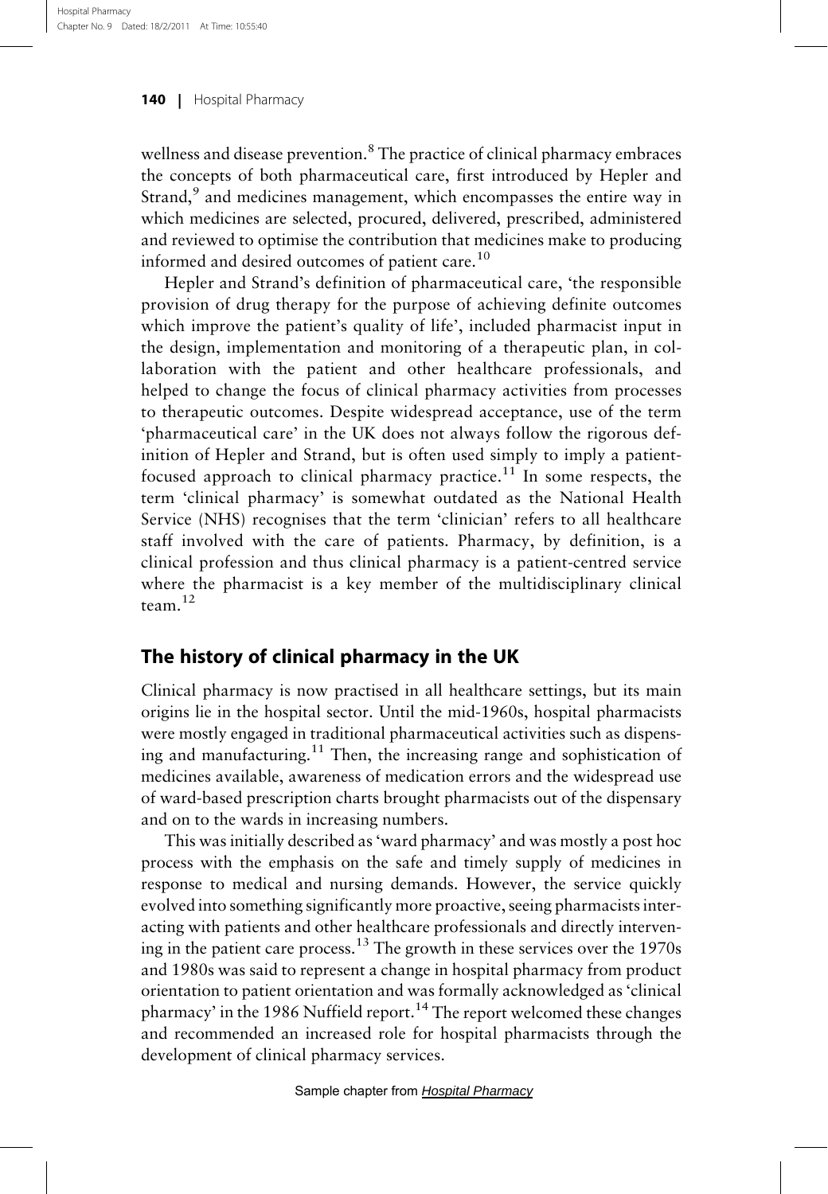wellness and disease prevention.[8] The practice of clinical pharmacy embraces the concepts of both pharmaceutical care, first introduced by Hepler and Strand,[9] and medicines management, which encompasses the entire way in which medicines are selected, procured, delivered, prescribed, administered and reviewed to optimise the contribution that medicines make to producing informed and desired outcomes of patient care.[10]

Hepler and Strand's definition of pharmaceutical care, 'the responsible provision of drug therapy for the purpose of achieving definite outcomes which improve the patient's quality of life', included pharmacist input in the design, implementation and monitoring of a therapeutic plan, in collaboration with the patient and other healthcare professionals, and helped to change the focus of clinical pharmacy activities from processes to therapeutic outcomes. Despite widespread acceptance, use of the term 'pharmaceutical care' in the UK does not always follow the rigorous definition of Hepler and Strand, but is often used simply to imply a patient-focused approach to clinical pharmacy practice.[11] In some respects, the term 'clinical pharmacy' is somewhat outdated as the National Health Service (NHS) recognises that the term 'clinician' refers to all healthcare staff involved with the care of patients. Pharmacy, by definition, is a clinical profession and thus clinical pharmacy is a patient-centred service where the pharmacist is a key member of the multidisciplinary clinical team.[12]

## The history of clinical pharmacy in the UK

Clinical pharmacy is now practised in all healthcare settings, but its main origins lie in the hospital sector. Until the mid-1960s, hospital pharmacists were mostly engaged in traditional pharmaceutical activities such as dispensing and manufacturing.[11] Then, the increasing range and sophistication of medicines available, awareness of medication errors and the widespread use of ward-based prescription charts brought pharmacists out of the dispensary and on to the wards in increasing numbers.

This was initially described as 'ward pharmacy' and was mostly a post hoc process with the emphasis on the safe and timely supply of medicines in response to medical and nursing demands. However, the service quickly evolved into something significantly more proactive, seeing pharmacists interacting with patients and other healthcare professionals and directly intervening in the patient care process.[13] The growth in these services over the 1970s and 1980s was said to represent a change in hospital pharmacy from product orientation to patient orientation and was formally acknowledged as 'clinical pharmacy' in the 1986 Nuffield report.[14] The report welcomed these changes and recommended an increased role for hospital pharmacists through the development of clinical pharmacy services.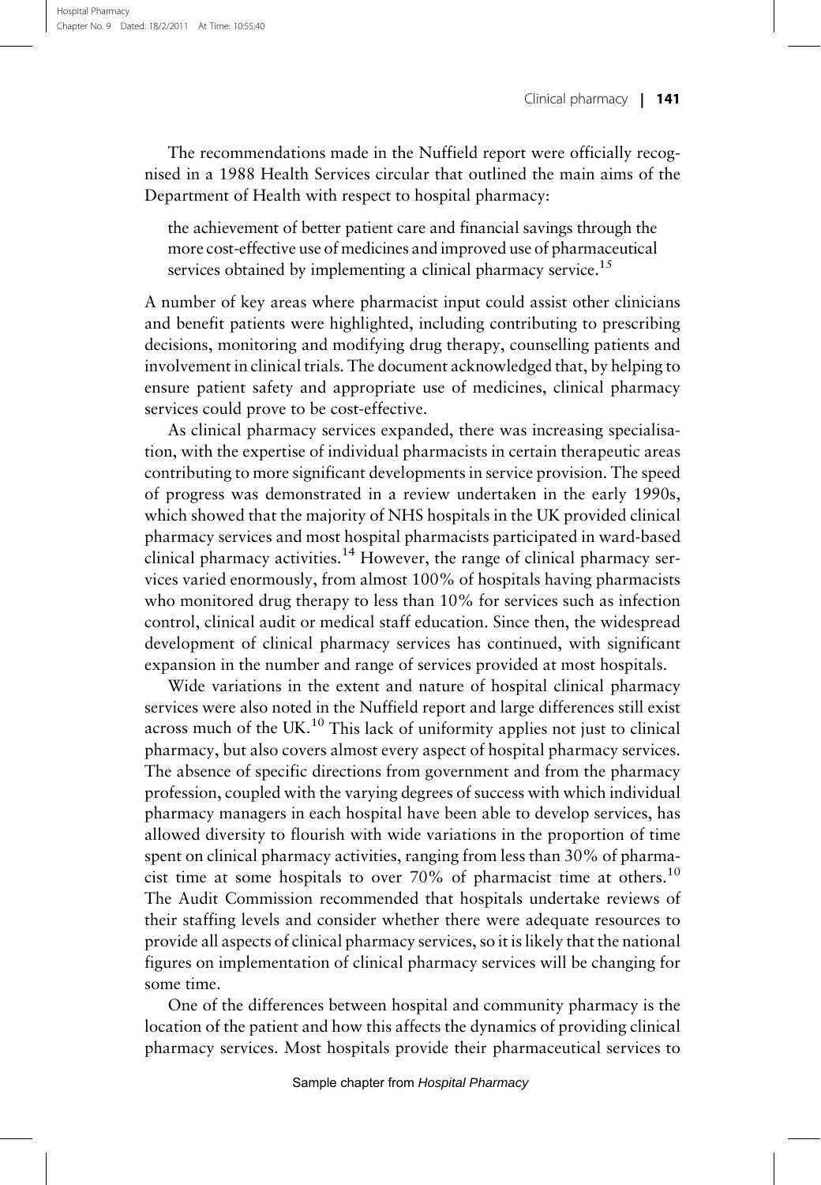The recommendations made in the Nuffield report were officially recognised in a 1988 Health Services circular that outlined the main aims of the Department of Health with respect to hospital pharmacy:

> the achievement of better patient care and financial savings through the more cost-effective use of medicines and improved use of pharmaceutical services obtained by implementing a clinical pharmacy service.[15]

A number of key areas where pharmacist input could assist other clinicians and benefit patients were highlighted, including contributing to prescribing decisions, monitoring and modifying drug therapy, counselling patients and involvement in clinical trials. The document acknowledged that, by helping to ensure patient safety and appropriate use of medicines, clinical pharmacy services could prove to be cost-effective.

As clinical pharmacy services expanded, there was increasing specialisation, with the expertise of individual pharmacists in certain therapeutic areas contributing to more significant developments in service provision. The speed of progress was demonstrated in a review undertaken in the early 1990s, which showed that the majority of NHS hospitals in the UK provided clinical pharmacy services and most hospital pharmacists participated in ward-based clinical pharmacy activities.[14] However, the range of clinical pharmacy services varied enormously, from almost 100% of hospitals having pharmacists who monitored drug therapy to less than 10% for services such as infection control, clinical audit or medical staff education. Since then, the widespread development of clinical pharmacy services has continued, with significant expansion in the number and range of services provided at most hospitals.

Wide variations in the extent and nature of hospital clinical pharmacy services were also noted in the Nuffield report and large differences still exist across much of the UK.[10] This lack of uniformity applies not just to clinical pharmacy, but also covers almost every aspect of hospital pharmacy services. The absence of specific directions from government and from the pharmacy profession, coupled with the varying degrees of success with which individual pharmacy managers in each hospital have been able to develop services, has allowed diversity to flourish with wide variations in the proportion of time spent on clinical pharmacy activities, ranging from less than 30% of pharmacist time at some hospitals to over 70% of pharmacist time at others.[10] The Audit Commission recommended that hospitals undertake reviews of their staffing levels and consider whether there were adequate resources to provide all aspects of clinical pharmacy services, so it is likely that the national figures on implementation of clinical pharmacy services will be changing for some time.

One of the differences between hospital and community pharmacy is the location of the patient and how this affects the dynamics of providing clinical pharmacy services. Most hospitals provide their pharmaceutical services to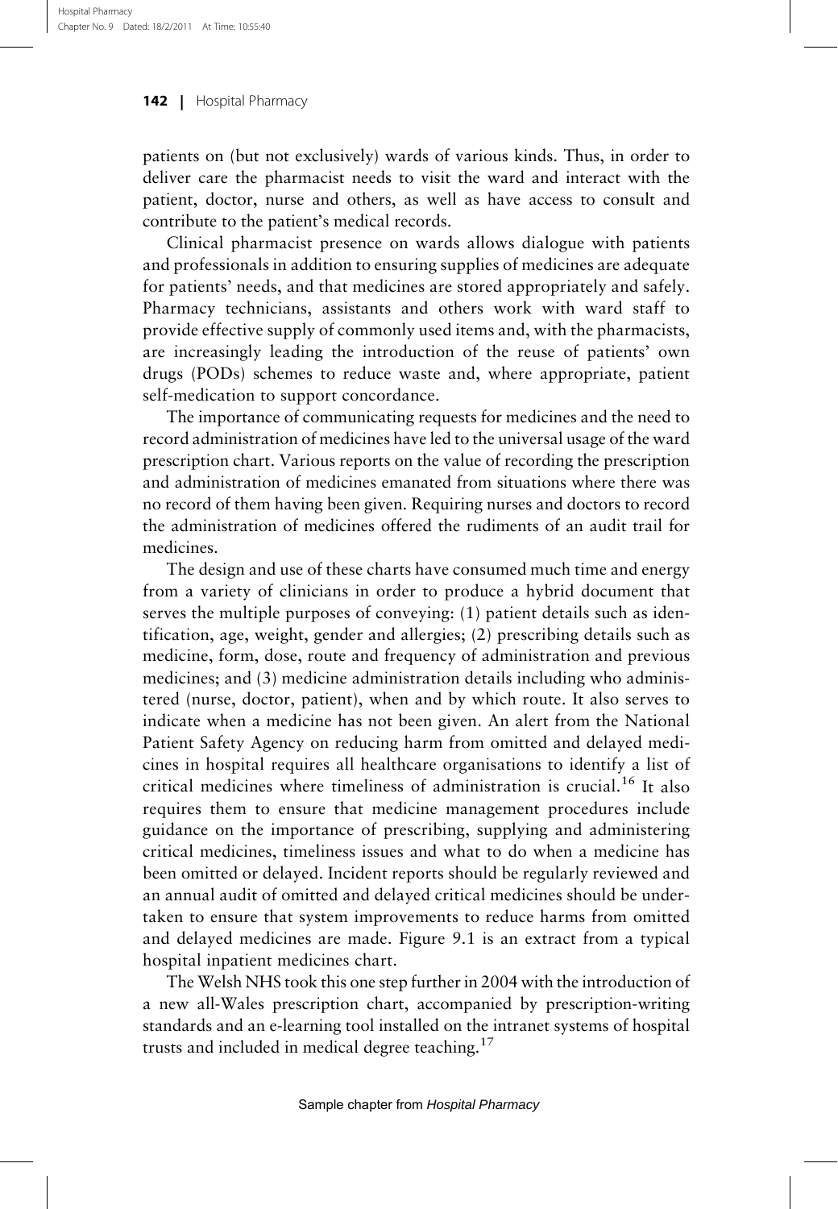patients on (but not exclusively) wards of various kinds. Thus, in order to deliver care the pharmacist needs to visit the ward and interact with the patient, doctor, nurse and others, as well as have access to consult and contribute to the patient's medical records.

Clinical pharmacist presence on wards allows dialogue with patients and professionals in addition to ensuring supplies of medicines are adequate for patients' needs, and that medicines are stored appropriately and safely. Pharmacy technicians, assistants and others work with ward staff to provide effective supply of commonly used items and, with the pharmacists, are increasingly leading the introduction of the reuse of patients' own drugs (PODs) schemes to reduce waste and, where appropriate, patient self-medication to support concordance.

The importance of communicating requests for medicines and the need to record administration of medicines have led to the universal usage of the ward prescription chart. Various reports on the value of recording the prescription and administration of medicines emanated from situations where there was no record of them having been given. Requiring nurses and doctors to record the administration of medicines offered the rudiments of an audit trail for medicines.

The design and use of these charts have consumed much time and energy from a variety of clinicians in order to produce a hybrid document that serves the multiple purposes of conveying: (1) patient details such as identification, age, weight, gender and allergies; (2) prescribing details such as medicine, form, dose, route and frequency of administration and previous medicines; and (3) medicine administration details including who administered (nurse, doctor, patient), when and by which route. It also serves to indicate when a medicine has not been given. An alert from the National Patient Safety Agency on reducing harm from omitted and delayed medicines in hospital requires all healthcare organisations to identify a list of critical medicines where timeliness of administration is crucial.[16] It also requires them to ensure that medicine management procedures include guidance on the importance of prescribing, supplying and administering critical medicines, timeliness issues and what to do when a medicine has been omitted or delayed. Incident reports should be regularly reviewed and an annual audit of omitted and delayed critical medicines should be undertaken to ensure that system improvements to reduce harms from omitted and delayed medicines are made. Figure 9.1 is an extract from a typical hospital inpatient medicines chart.

The Welsh NHS took this one step further in 2004 with the introduction of a new all-Wales prescription chart, accompanied by prescription-writing standards and an e-learning tool installed on the intranet systems of hospital trusts and included in medical degree teaching.[17]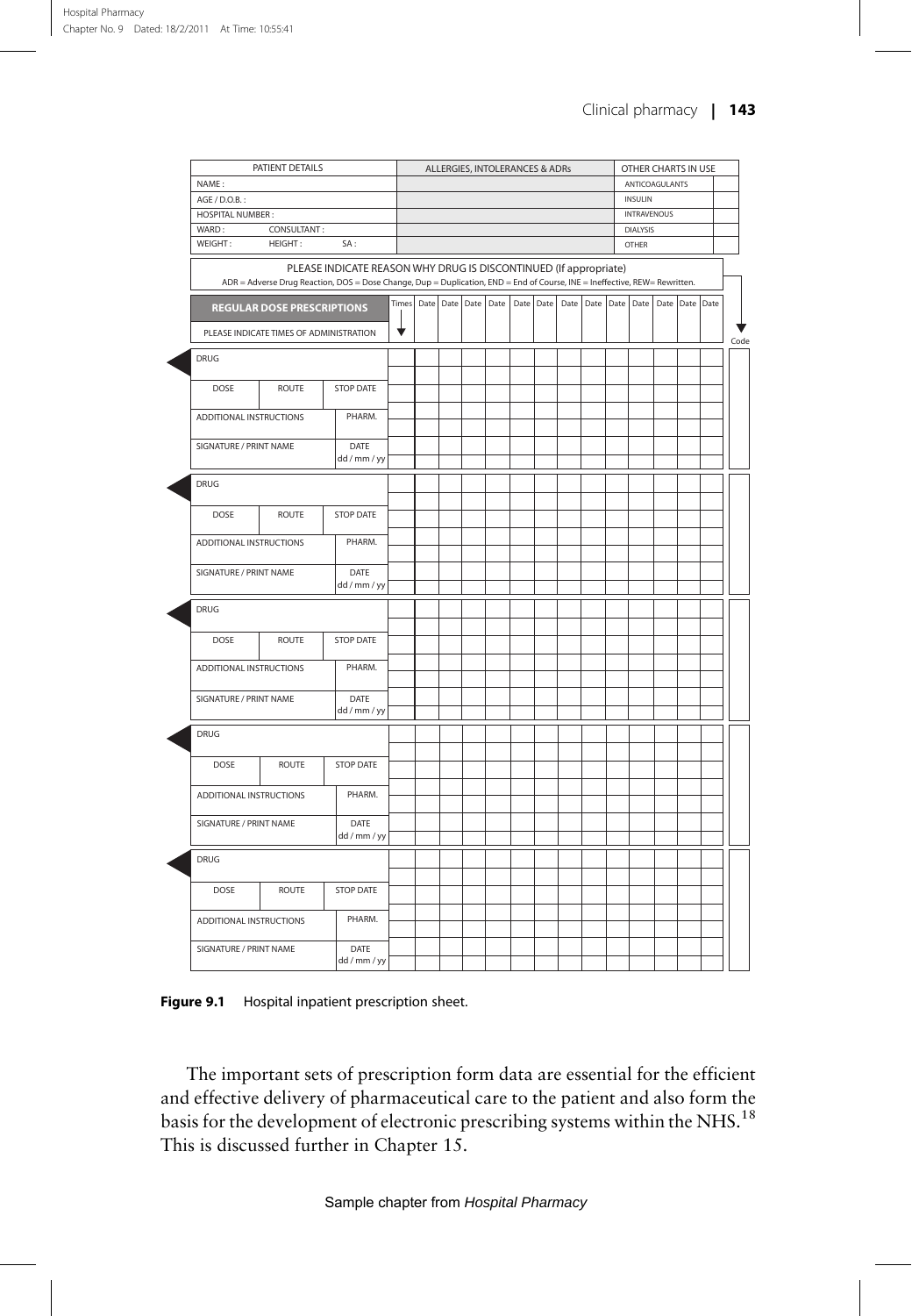| PATIENT DETAILS | | | ALLERGIES, INTOLERANCES & ADRs | OTHER CHARTS IN USE | |
|---|---|---|---|---|---|
| NAME : | | | | ANTICOAGULANTS | |
| AGE / D.O.B. : | | | | INSULIN | |
| HOSPITAL NUMBER : | | | | INTRAVENOUS | |
| WARD : | CONSULTANT : | | | DIALYSIS | |
| WEIGHT : | HEIGHT : | SA : | | OTHER | |

PLEASE INDICATE REASON WHY DRUG IS DISCONTINUED (If appropriate)

ADR = Adverse Drug Reaction, DOS = Dose Change, Dup = Duplication, END = End of Course, INE = Ineffective, REW= Rewritten.

| REGULAR DOSE PRESCRIPTIONS<br>PLEASE INDICATE TIMES OF ADMINISTRATION | | | Times | Date | Date | Date | Date | Date | Date | Date | Date | Date | Date | Date | Date | Date | Code |
|---|---|---|---|---|---|---|---|---|---|---|---|---|---|---|---|---|---|
| DRUG | | | | | | | | | | | | | | | | | |
| DOSE | ROUTE | STOP DATE | | | | | | | | | | | | | | | |
| ADDITIONAL INSTRUCTIONS | | PHARM. | | | | | | | | | | | | | | | |
| SIGNATURE / PRINT NAME | | DATE dd / mm / yy | | | | | | | | | | | | | | | |
| DRUG | | | | | | | | | | | | | | | | | |
| DOSE | ROUTE | STOP DATE | | | | | | | | | | | | | | | |
| ADDITIONAL INSTRUCTIONS | | PHARM. | | | | | | | | | | | | | | | |
| SIGNATURE / PRINT NAME | | DATE dd / mm / yy | | | | | | | | | | | | | | | |
| DRUG | | | | | | | | | | | | | | | | | |
| DOSE | ROUTE | STOP DATE | | | | | | | | | | | | | | | |
| ADDITIONAL INSTRUCTIONS | | PHARM. | | | | | | | | | | | | | | | |
| SIGNATURE / PRINT NAME | | DATE dd / mm / yy | | | | | | | | | | | | | | | |
| DRUG | | | | | | | | | | | | | | | | | |
| DOSE | ROUTE | STOP DATE | | | | | | | | | | | | | | | |
| ADDITIONAL INSTRUCTIONS | | PHARM. | | | | | | | | | | | | | | | |
| SIGNATURE / PRINT NAME | | DATE dd / mm / yy | | | | | | | | | | | | | | | |
| DRUG | | | | | | | | | | | | | | | | | |
| DOSE | ROUTE | STOP DATE | | | | | | | | | | | | | | | |
| ADDITIONAL INSTRUCTIONS | | PHARM. | | | | | | | | | | | | | | | |
| SIGNATURE / PRINT NAME | | DATE dd / mm / yy | | | | | | | | | | | | | | | |

**Figure 9.1** Hospital inpatient prescription sheet.

The important sets of prescription form data are essential for the efficient and effective delivery of pharmaceutical care to the patient and also form the basis for the development of electronic prescribing systems within the NHS.[18] This is discussed further in Chapter 15.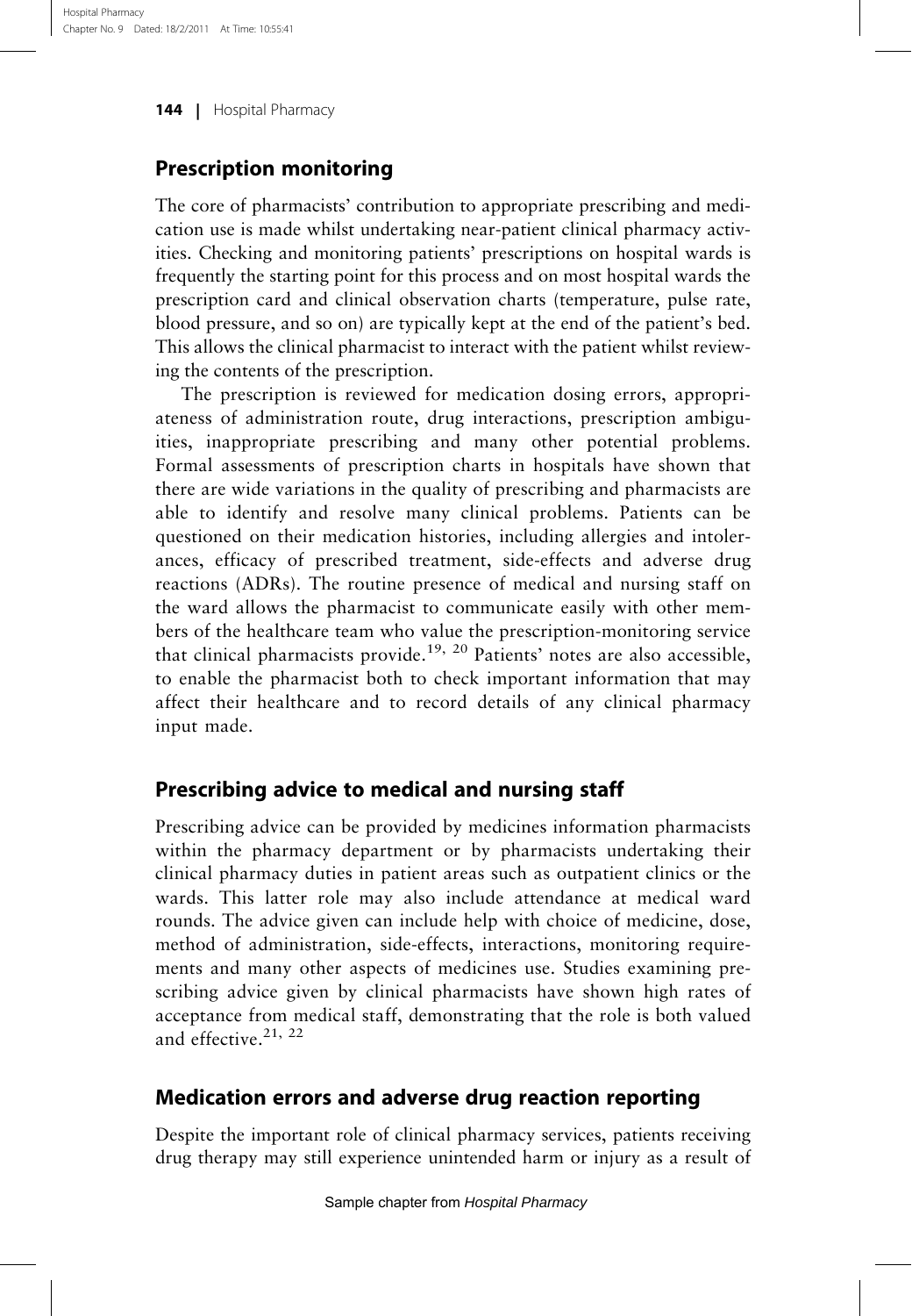## Prescription monitoring

The core of pharmacists' contribution to appropriate prescribing and medication use is made whilst undertaking near-patient clinical pharmacy activities. Checking and monitoring patients' prescriptions on hospital wards is frequently the starting point for this process and on most hospital wards the prescription card and clinical observation charts (temperature, pulse rate, blood pressure, and so on) are typically kept at the end of the patient's bed. This allows the clinical pharmacist to interact with the patient whilst reviewing the contents of the prescription.

The prescription is reviewed for medication dosing errors, appropriateness of administration route, drug interactions, prescription ambiguities, inappropriate prescribing and many other potential problems. Formal assessments of prescription charts in hospitals have shown that there are wide variations in the quality of prescribing and pharmacists are able to identify and resolve many clinical problems. Patients can be questioned on their medication histories, including allergies and intolerances, efficacy of prescribed treatment, side-effects and adverse drug reactions (ADRs). The routine presence of medical and nursing staff on the ward allows the pharmacist to communicate easily with other members of the healthcare team who value the prescription-monitoring service that clinical pharmacists provide.[19, 20] Patients' notes are also accessible, to enable the pharmacist both to check important information that may affect their healthcare and to record details of any clinical pharmacy input made.

## Prescribing advice to medical and nursing staff

Prescribing advice can be provided by medicines information pharmacists within the pharmacy department or by pharmacists undertaking their clinical pharmacy duties in patient areas such as outpatient clinics or the wards. This latter role may also include attendance at medical ward rounds. The advice given can include help with choice of medicine, dose, method of administration, side-effects, interactions, monitoring requirements and many other aspects of medicines use. Studies examining prescribing advice given by clinical pharmacists have shown high rates of acceptance from medical staff, demonstrating that the role is both valued and effective.[21, 22]

## Medication errors and adverse drug reaction reporting

Despite the important role of clinical pharmacy services, patients receiving drug therapy may still experience unintended harm or injury as a result of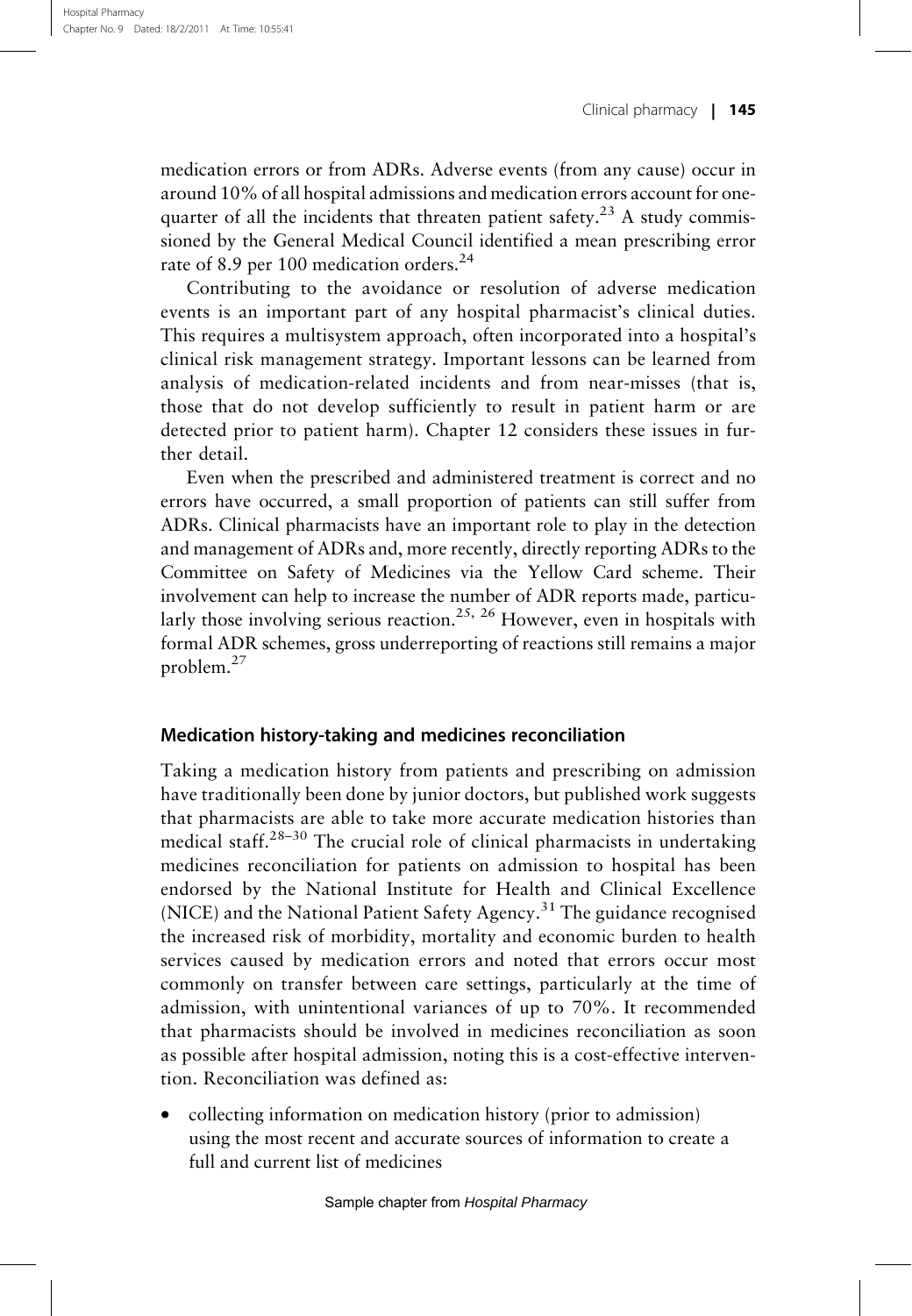medication errors or from ADRs. Adverse events (from any cause) occur in around 10% of all hospital admissions and medication errors account for one-quarter of all the incidents that threaten patient safety.[23] A study commissioned by the General Medical Council identified a mean prescribing error rate of 8.9 per 100 medication orders.[24]

Contributing to the avoidance or resolution of adverse medication events is an important part of any hospital pharmacist's clinical duties. This requires a multisystem approach, often incorporated into a hospital's clinical risk management strategy. Important lessons can be learned from analysis of medication-related incidents and from near-misses (that is, those that do not develop sufficiently to result in patient harm or are detected prior to patient harm). Chapter 12 considers these issues in further detail.

Even when the prescribed and administered treatment is correct and no errors have occurred, a small proportion of patients can still suffer from ADRs. Clinical pharmacists have an important role to play in the detection and management of ADRs and, more recently, directly reporting ADRs to the Committee on Safety of Medicines via the Yellow Card scheme. Their involvement can help to increase the number of ADR reports made, particularly those involving serious reaction.[25, 26] However, even in hospitals with formal ADR schemes, gross underreporting of reactions still remains a major problem.[27]

## Medication history-taking and medicines reconciliation

Taking a medication history from patients and prescribing on admission have traditionally been done by junior doctors, but published work suggests that pharmacists are able to take more accurate medication histories than medical staff.[28–30] The crucial role of clinical pharmacists in undertaking medicines reconciliation for patients on admission to hospital has been endorsed by the National Institute for Health and Clinical Excellence (NICE) and the National Patient Safety Agency.[31] The guidance recognised the increased risk of morbidity, mortality and economic burden to health services caused by medication errors and noted that errors occur most commonly on transfer between care settings, particularly at the time of admission, with unintentional variances of up to 70%. It recommended that pharmacists should be involved in medicines reconciliation as soon as possible after hospital admission, noting this is a cost-effective intervention. Reconciliation was defined as:

- collecting information on medication history (prior to admission) using the most recent and accurate sources of information to create a full and current list of medicines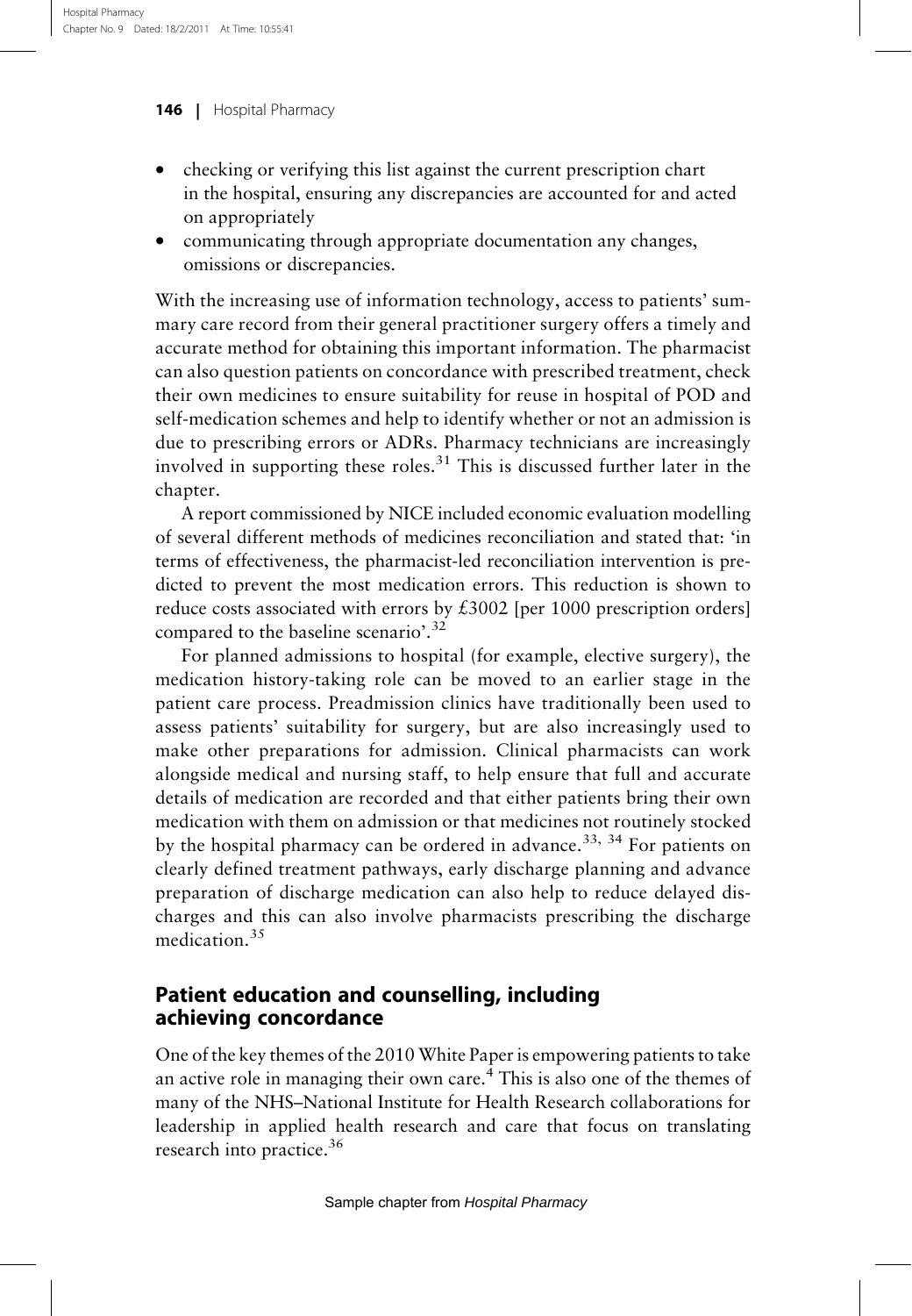- checking or verifying this list against the current prescription chart in the hospital, ensuring any discrepancies are accounted for and acted on appropriately
- communicating through appropriate documentation any changes, omissions or discrepancies.

With the increasing use of information technology, access to patients' summary care record from their general practitioner surgery offers a timely and accurate method for obtaining this important information. The pharmacist can also question patients on concordance with prescribed treatment, check their own medicines to ensure suitability for reuse in hospital of POD and self-medication schemes and help to identify whether or not an admission is due to prescribing errors or ADRs. Pharmacy technicians are increasingly involved in supporting these roles.[31] This is discussed further later in the chapter.

A report commissioned by NICE included economic evaluation modelling of several different methods of medicines reconciliation and stated that: 'in terms of effectiveness, the pharmacist-led reconciliation intervention is predicted to prevent the most medication errors. This reduction is shown to reduce costs associated with errors by £3002 [per 1000 prescription orders] compared to the baseline scenario'.[32]

For planned admissions to hospital (for example, elective surgery), the medication history-taking role can be moved to an earlier stage in the patient care process. Preadmission clinics have traditionally been used to assess patients' suitability for surgery, but are also increasingly used to make other preparations for admission. Clinical pharmacists can work alongside medical and nursing staff, to help ensure that full and accurate details of medication are recorded and that either patients bring their own medication with them on admission or that medicines not routinely stocked by the hospital pharmacy can be ordered in advance.[33, 34] For patients on clearly defined treatment pathways, early discharge planning and advance preparation of discharge medication can also help to reduce delayed discharges and this can also involve pharmacists prescribing the discharge medication.[35]

## Patient education and counselling, including achieving concordance

One of the key themes of the 2010 White Paper is empowering patients to take an active role in managing their own care.[4] This is also one of the themes of many of the NHS–National Institute for Health Research collaborations for leadership in applied health research and care that focus on translating research into practice.[36]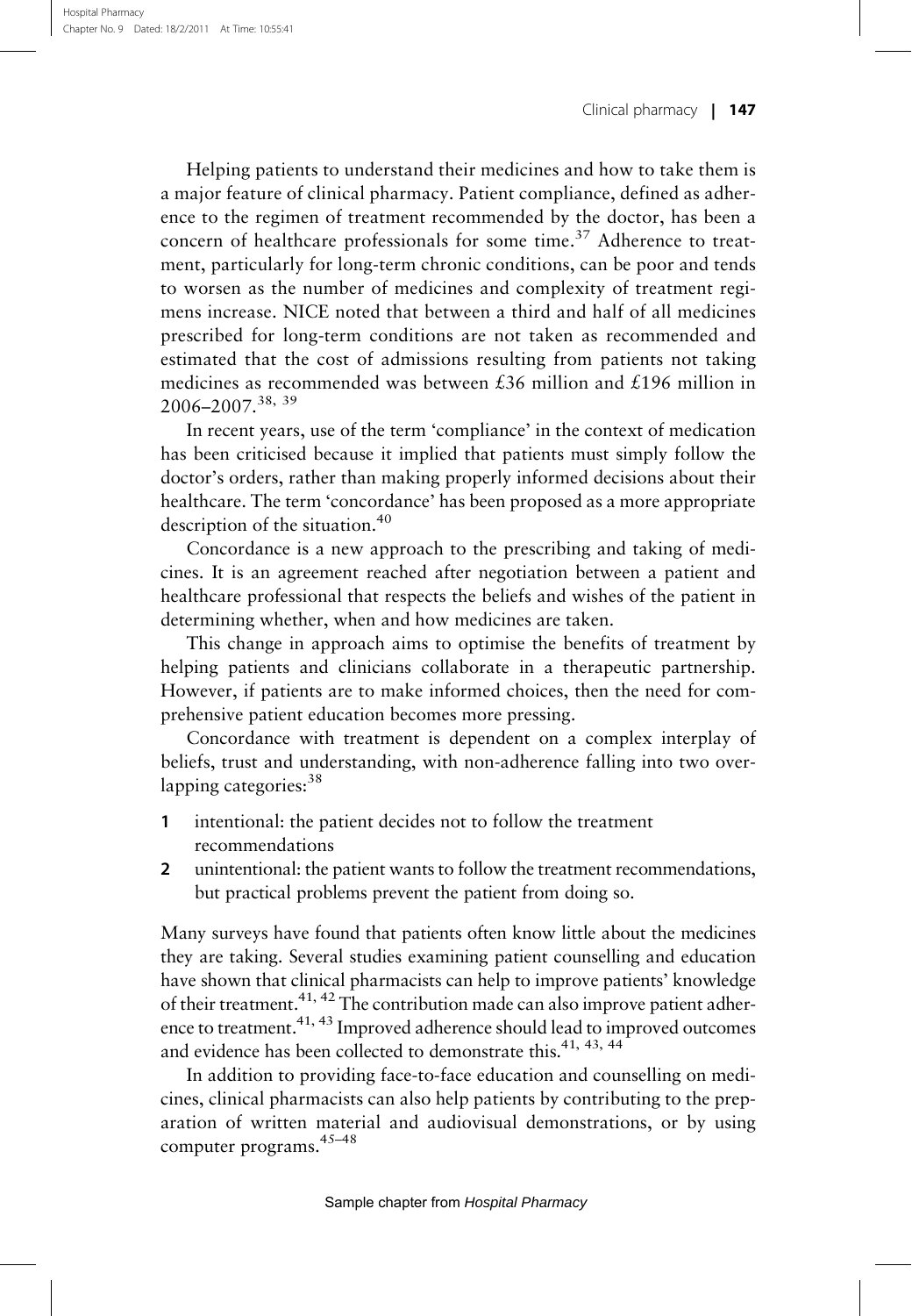Helping patients to understand their medicines and how to take them is a major feature of clinical pharmacy. Patient compliance, defined as adherence to the regimen of treatment recommended by the doctor, has been a concern of healthcare professionals for some time.[37] Adherence to treatment, particularly for long-term chronic conditions, can be poor and tends to worsen as the number of medicines and complexity of treatment regimens increase. NICE noted that between a third and half of all medicines prescribed for long-term conditions are not taken as recommended and estimated that the cost of admissions resulting from patients not taking medicines as recommended was between £36 million and £196 million in 2006–2007.[38, 39]

In recent years, use of the term 'compliance' in the context of medication has been criticised because it implied that patients must simply follow the doctor's orders, rather than making properly informed decisions about their healthcare. The term 'concordance' has been proposed as a more appropriate description of the situation.[40]

Concordance is a new approach to the prescribing and taking of medicines. It is an agreement reached after negotiation between a patient and healthcare professional that respects the beliefs and wishes of the patient in determining whether, when and how medicines are taken.

This change in approach aims to optimise the benefits of treatment by helping patients and clinicians collaborate in a therapeutic partnership. However, if patients are to make informed choices, then the need for comprehensive patient education becomes more pressing.

Concordance with treatment is dependent on a complex interplay of beliefs, trust and understanding, with non-adherence falling into two overlapping categories:[38]

1. intentional: the patient decides not to follow the treatment recommendations
2. unintentional: the patient wants to follow the treatment recommendations, but practical problems prevent the patient from doing so.

Many surveys have found that patients often know little about the medicines they are taking. Several studies examining patient counselling and education have shown that clinical pharmacists can help to improve patients' knowledge of their treatment.[41, 42] The contribution made can also improve patient adherence to treatment.[41, 43] Improved adherence should lead to improved outcomes and evidence has been collected to demonstrate this.[41, 43, 44]

In addition to providing face-to-face education and counselling on medicines, clinical pharmacists can also help patients by contributing to the preparation of written material and audiovisual demonstrations, or by using computer programs.[45–48]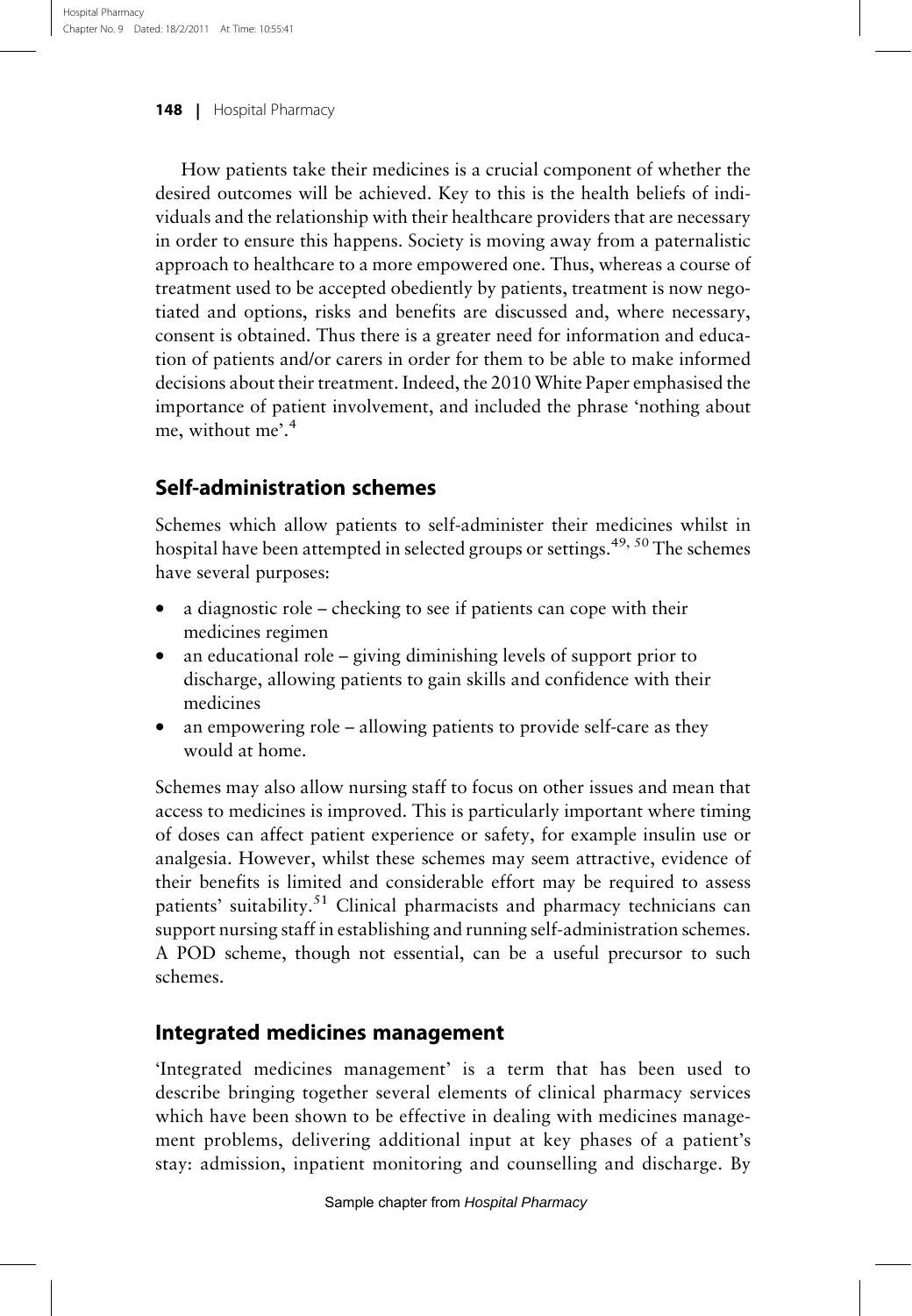How patients take their medicines is a crucial component of whether the desired outcomes will be achieved. Key to this is the health beliefs of individuals and the relationship with their healthcare providers that are necessary in order to ensure this happens. Society is moving away from a paternalistic approach to healthcare to a more empowered one. Thus, whereas a course of treatment used to be accepted obediently by patients, treatment is now negotiated and options, risks and benefits are discussed and, where necessary, consent is obtained. Thus there is a greater need for information and education of patients and/or carers in order for them to be able to make informed decisions about their treatment. Indeed, the 2010 White Paper emphasised the importance of patient involvement, and included the phrase 'nothing about me, without me'.[4]

## Self-administration schemes

Schemes which allow patients to self-administer their medicines whilst in hospital have been attempted in selected groups or settings.[49, 50] The schemes have several purposes:

- a diagnostic role – checking to see if patients can cope with their medicines regimen
- an educational role – giving diminishing levels of support prior to discharge, allowing patients to gain skills and confidence with their medicines
- an empowering role – allowing patients to provide self-care as they would at home.

Schemes may also allow nursing staff to focus on other issues and mean that access to medicines is improved. This is particularly important where timing of doses can affect patient experience or safety, for example insulin use or analgesia. However, whilst these schemes may seem attractive, evidence of their benefits is limited and considerable effort may be required to assess patients' suitability.[51] Clinical pharmacists and pharmacy technicians can support nursing staff in establishing and running self-administration schemes. A POD scheme, though not essential, can be a useful precursor to such schemes.

## Integrated medicines management

'Integrated medicines management' is a term that has been used to describe bringing together several elements of clinical pharmacy services which have been shown to be effective in dealing with medicines management problems, delivering additional input at key phases of a patient's stay: admission, inpatient monitoring and counselling and discharge. By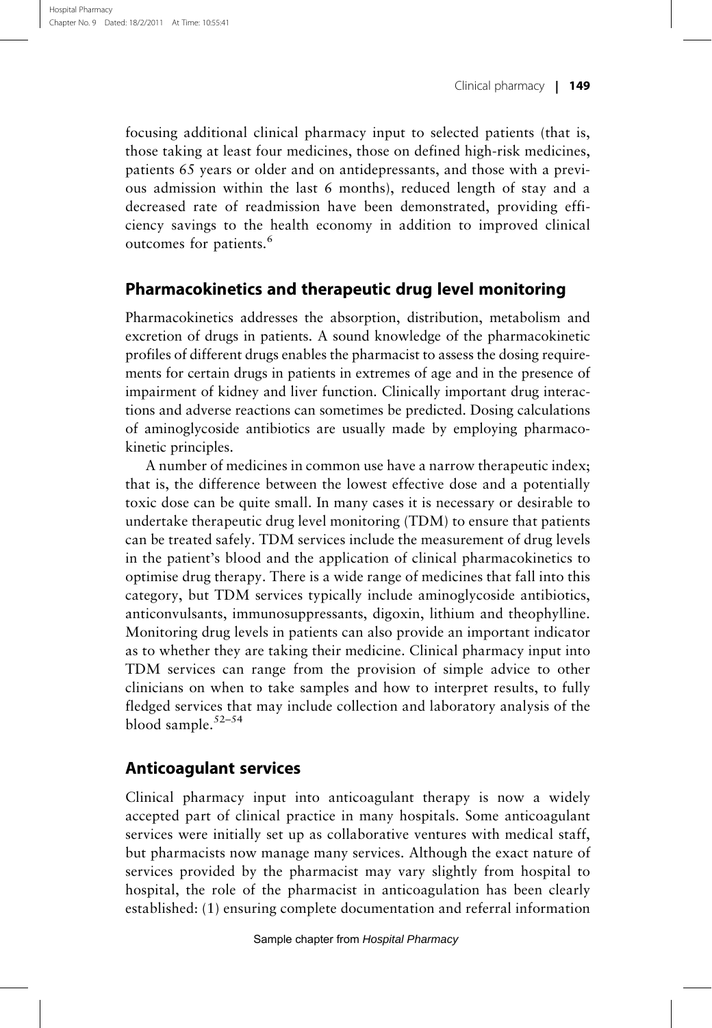focusing additional clinical pharmacy input to selected patients (that is, those taking at least four medicines, those on defined high-risk medicines, patients 65 years or older and on antidepressants, and those with a previous admission within the last 6 months), reduced length of stay and a decreased rate of readmission have been demonstrated, providing efficiency savings to the health economy in addition to improved clinical outcomes for patients.[6]

## Pharmacokinetics and therapeutic drug level monitoring

Pharmacokinetics addresses the absorption, distribution, metabolism and excretion of drugs in patients. A sound knowledge of the pharmacokinetic profiles of different drugs enables the pharmacist to assess the dosing requirements for certain drugs in patients in extremes of age and in the presence of impairment of kidney and liver function. Clinically important drug interactions and adverse reactions can sometimes be predicted. Dosing calculations of aminoglycoside antibiotics are usually made by employing pharmacokinetic principles.

A number of medicines in common use have a narrow therapeutic index; that is, the difference between the lowest effective dose and a potentially toxic dose can be quite small. In many cases it is necessary or desirable to undertake therapeutic drug level monitoring (TDM) to ensure that patients can be treated safely. TDM services include the measurement of drug levels in the patient's blood and the application of clinical pharmacokinetics to optimise drug therapy. There is a wide range of medicines that fall into this category, but TDM services typically include aminoglycoside antibiotics, anticonvulsants, immunosuppressants, digoxin, lithium and theophylline. Monitoring drug levels in patients can also provide an important indicator as to whether they are taking their medicine. Clinical pharmacy input into TDM services can range from the provision of simple advice to other clinicians on when to take samples and how to interpret results, to fully fledged services that may include collection and laboratory analysis of the blood sample.[52–54]

## Anticoagulant services

Clinical pharmacy input into anticoagulant therapy is now a widely accepted part of clinical practice in many hospitals. Some anticoagulant services were initially set up as collaborative ventures with medical staff, but pharmacists now manage many services. Although the exact nature of services provided by the pharmacist may vary slightly from hospital to hospital, the role of the pharmacist in anticoagulation has been clearly established: (1) ensuring complete documentation and referral information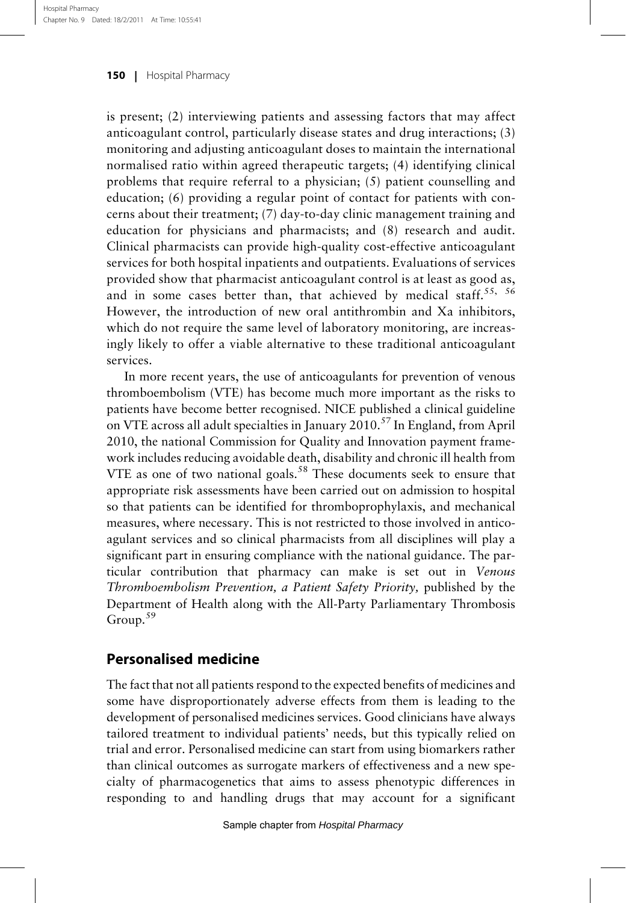is present; (2) interviewing patients and assessing factors that may affect anticoagulant control, particularly disease states and drug interactions; (3) monitoring and adjusting anticoagulant doses to maintain the international normalised ratio within agreed therapeutic targets; (4) identifying clinical problems that require referral to a physician; (5) patient counselling and education; (6) providing a regular point of contact for patients with concerns about their treatment; (7) day-to-day clinic management training and education for physicians and pharmacists; and (8) research and audit. Clinical pharmacists can provide high-quality cost-effective anticoagulant services for both hospital inpatients and outpatients. Evaluations of services provided show that pharmacist anticoagulant control is at least as good as, and in some cases better than, that achieved by medical staff.[55, 56] However, the introduction of new oral antithrombin and Xa inhibitors, which do not require the same level of laboratory monitoring, are increasingly likely to offer a viable alternative to these traditional anticoagulant services.

In more recent years, the use of anticoagulants for prevention of venous thromboembolism (VTE) has become much more important as the risks to patients have become better recognised. NICE published a clinical guideline on VTE across all adult specialties in January 2010.[57] In England, from April 2010, the national Commission for Quality and Innovation payment framework includes reducing avoidable death, disability and chronic ill health from VTE as one of two national goals.[58] These documents seek to ensure that appropriate risk assessments have been carried out on admission to hospital so that patients can be identified for thromboprophylaxis, and mechanical measures, where necessary. This is not restricted to those involved in anticoagulant services and so clinical pharmacists from all disciplines will play a significant part in ensuring compliance with the national guidance. The particular contribution that pharmacy can make is set out in *Venous Thromboembolism Prevention, a Patient Safety Priority,* published by the Department of Health along with the All-Party Parliamentary Thrombosis Group.[59]

## Personalised medicine

The fact that not all patients respond to the expected benefits of medicines and some have disproportionately adverse effects from them is leading to the development of personalised medicines services. Good clinicians have always tailored treatment to individual patients' needs, but this typically relied on trial and error. Personalised medicine can start from using biomarkers rather than clinical outcomes as surrogate markers of effectiveness and a new specialty of pharmacogenetics that aims to assess phenotypic differences in responding to and handling drugs that may account for a significant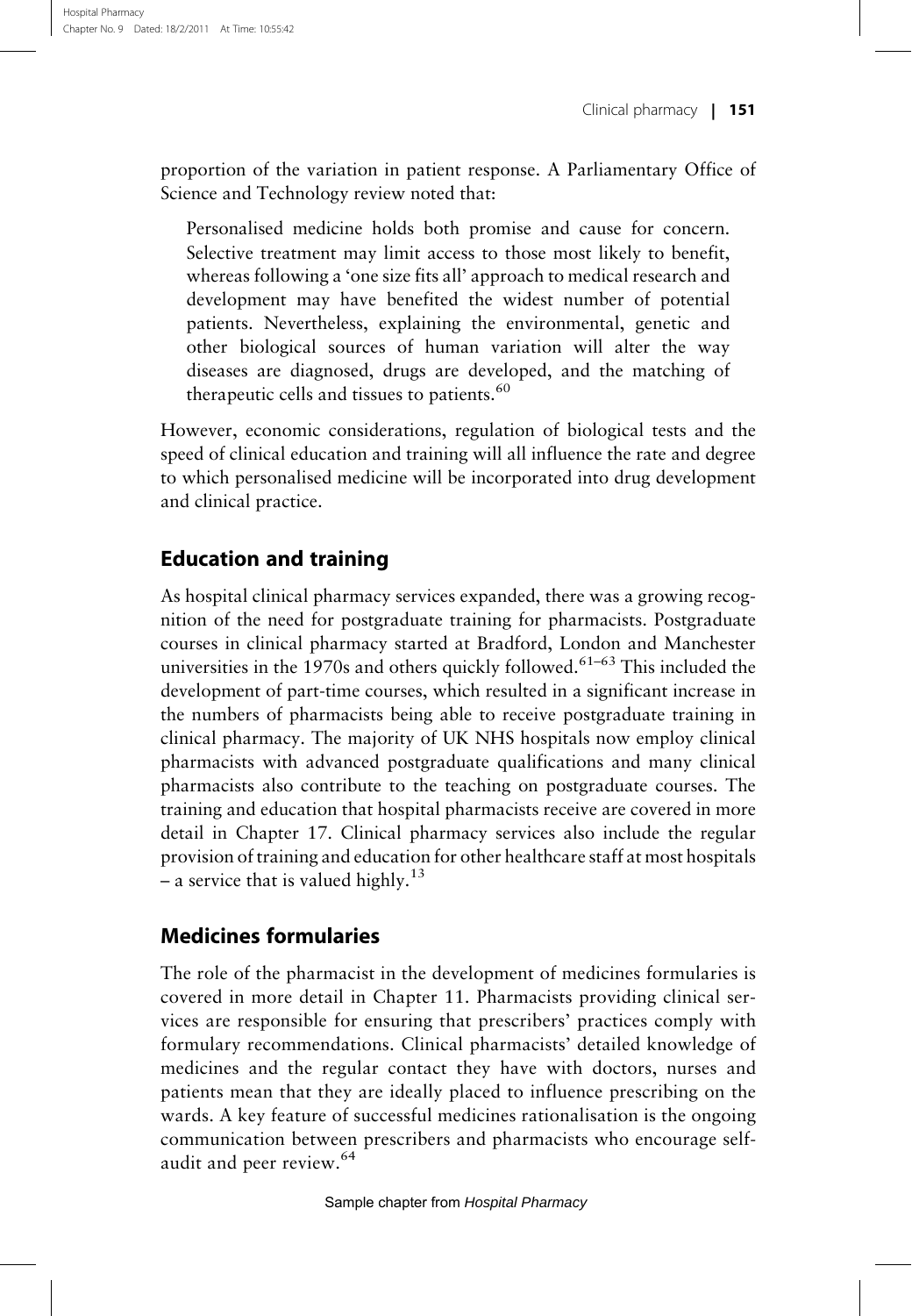proportion of the variation in patient response. A Parliamentary Office of Science and Technology review noted that:

> Personalised medicine holds both promise and cause for concern. Selective treatment may limit access to those most likely to benefit, whereas following a 'one size fits all' approach to medical research and development may have benefited the widest number of potential patients. Nevertheless, explaining the environmental, genetic and other biological sources of human variation will alter the way diseases are diagnosed, drugs are developed, and the matching of therapeutic cells and tissues to patients.[60]

However, economic considerations, regulation of biological tests and the speed of clinical education and training will all influence the rate and degree to which personalised medicine will be incorporated into drug development and clinical practice.

## Education and training

As hospital clinical pharmacy services expanded, there was a growing recognition of the need for postgraduate training for pharmacists. Postgraduate courses in clinical pharmacy started at Bradford, London and Manchester universities in the 1970s and others quickly followed.[61–63] This included the development of part-time courses, which resulted in a significant increase in the numbers of pharmacists being able to receive postgraduate training in clinical pharmacy. The majority of UK NHS hospitals now employ clinical pharmacists with advanced postgraduate qualifications and many clinical pharmacists also contribute to the teaching on postgraduate courses. The training and education that hospital pharmacists receive are covered in more detail in Chapter 17. Clinical pharmacy services also include the regular provision of training and education for other healthcare staff at most hospitals – a service that is valued highly.[13]

## Medicines formularies

The role of the pharmacist in the development of medicines formularies is covered in more detail in Chapter 11. Pharmacists providing clinical services are responsible for ensuring that prescribers' practices comply with formulary recommendations. Clinical pharmacists' detailed knowledge of medicines and the regular contact they have with doctors, nurses and patients mean that they are ideally placed to influence prescribing on the wards. A key feature of successful medicines rationalisation is the ongoing communication between prescribers and pharmacists who encourage self-audit and peer review.[64]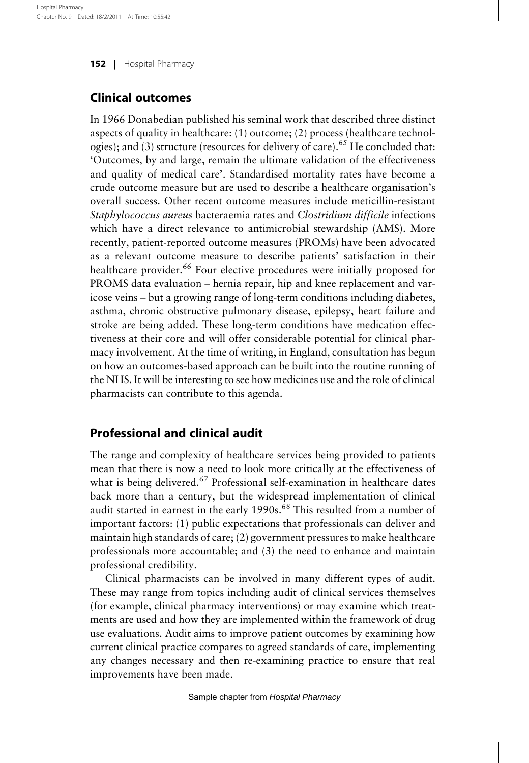## Clinical outcomes

In 1966 Donabedian published his seminal work that described three distinct aspects of quality in healthcare: (1) outcome; (2) process (healthcare technologies); and (3) structure (resources for delivery of care).[65] He concluded that: 'Outcomes, by and large, remain the ultimate validation of the effectiveness and quality of medical care'. Standardised mortality rates have become a crude outcome measure but are used to describe a healthcare organisation's overall success. Other recent outcome measures include meticillin-resistant *Staphylococcus aureus* bacteraemia rates and *Clostridium difficile* infections which have a direct relevance to antimicrobial stewardship (AMS). More recently, patient-reported outcome measures (PROMs) have been advocated as a relevant outcome measure to describe patients' satisfaction in their healthcare provider.[66] Four elective procedures were initially proposed for PROMS data evaluation – hernia repair, hip and knee replacement and varicose veins – but a growing range of long-term conditions including diabetes, asthma, chronic obstructive pulmonary disease, epilepsy, heart failure and stroke are being added. These long-term conditions have medication effectiveness at their core and will offer considerable potential for clinical pharmacy involvement. At the time of writing, in England, consultation has begun on how an outcomes-based approach can be built into the routine running of the NHS. It will be interesting to see how medicines use and the role of clinical pharmacists can contribute to this agenda.

## Professional and clinical audit

The range and complexity of healthcare services being provided to patients mean that there is now a need to look more critically at the effectiveness of what is being delivered.[67] Professional self-examination in healthcare dates back more than a century, but the widespread implementation of clinical audit started in earnest in the early 1990s.[68] This resulted from a number of important factors: (1) public expectations that professionals can deliver and maintain high standards of care; (2) government pressures to make healthcare professionals more accountable; and (3) the need to enhance and maintain professional credibility.

Clinical pharmacists can be involved in many different types of audit. These may range from topics including audit of clinical services themselves (for example, clinical pharmacy interventions) or may examine which treatments are used and how they are implemented within the framework of drug use evaluations. Audit aims to improve patient outcomes by examining how current clinical practice compares to agreed standards of care, implementing any changes necessary and then re-examining practice to ensure that real improvements have been made.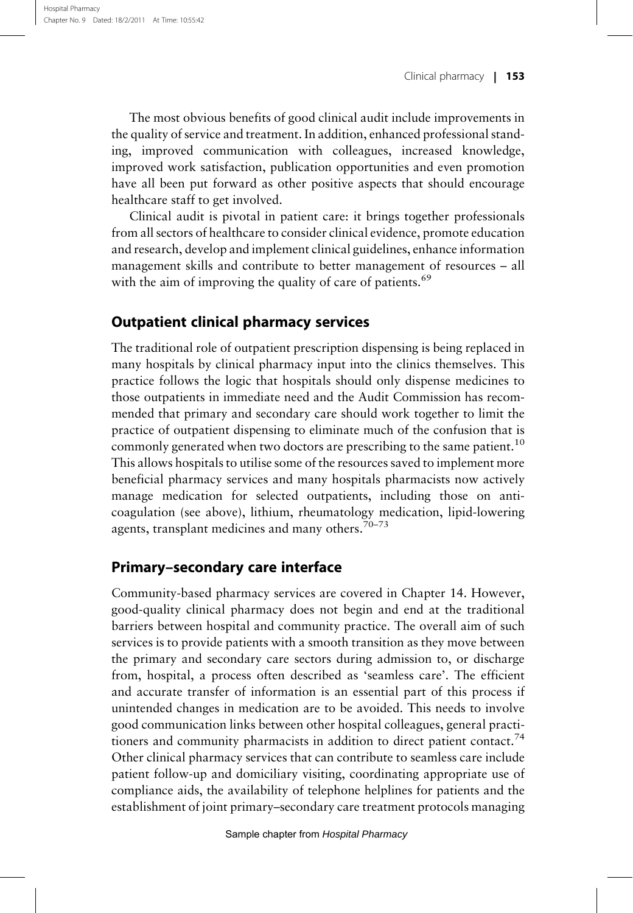The most obvious benefits of good clinical audit include improvements in the quality of service and treatment. In addition, enhanced professional standing, improved communication with colleagues, increased knowledge, improved work satisfaction, publication opportunities and even promotion have all been put forward as other positive aspects that should encourage healthcare staff to get involved.

Clinical audit is pivotal in patient care: it brings together professionals from all sectors of healthcare to consider clinical evidence, promote education and research, develop and implement clinical guidelines, enhance information management skills and contribute to better management of resources – all with the aim of improving the quality of care of patients.[69]

## Outpatient clinical pharmacy services

The traditional role of outpatient prescription dispensing is being replaced in many hospitals by clinical pharmacy input into the clinics themselves. This practice follows the logic that hospitals should only dispense medicines to those outpatients in immediate need and the Audit Commission has recommended that primary and secondary care should work together to limit the practice of outpatient dispensing to eliminate much of the confusion that is commonly generated when two doctors are prescribing to the same patient.[10] This allows hospitals to utilise some of the resources saved to implement more beneficial pharmacy services and many hospitals pharmacists now actively manage medication for selected outpatients, including those on anticoagulation (see above), lithium, rheumatology medication, lipid-lowering agents, transplant medicines and many others.[70–73]

## Primary–secondary care interface

Community-based pharmacy services are covered in Chapter 14. However, good-quality clinical pharmacy does not begin and end at the traditional barriers between hospital and community practice. The overall aim of such services is to provide patients with a smooth transition as they move between the primary and secondary care sectors during admission to, or discharge from, hospital, a process often described as 'seamless care'. The efficient and accurate transfer of information is an essential part of this process if unintended changes in medication are to be avoided. This needs to involve good communication links between other hospital colleagues, general practitioners and community pharmacists in addition to direct patient contact.[74] Other clinical pharmacy services that can contribute to seamless care include patient follow-up and domiciliary visiting, coordinating appropriate use of compliance aids, the availability of telephone helplines for patients and the establishment of joint primary–secondary care treatment protocols managing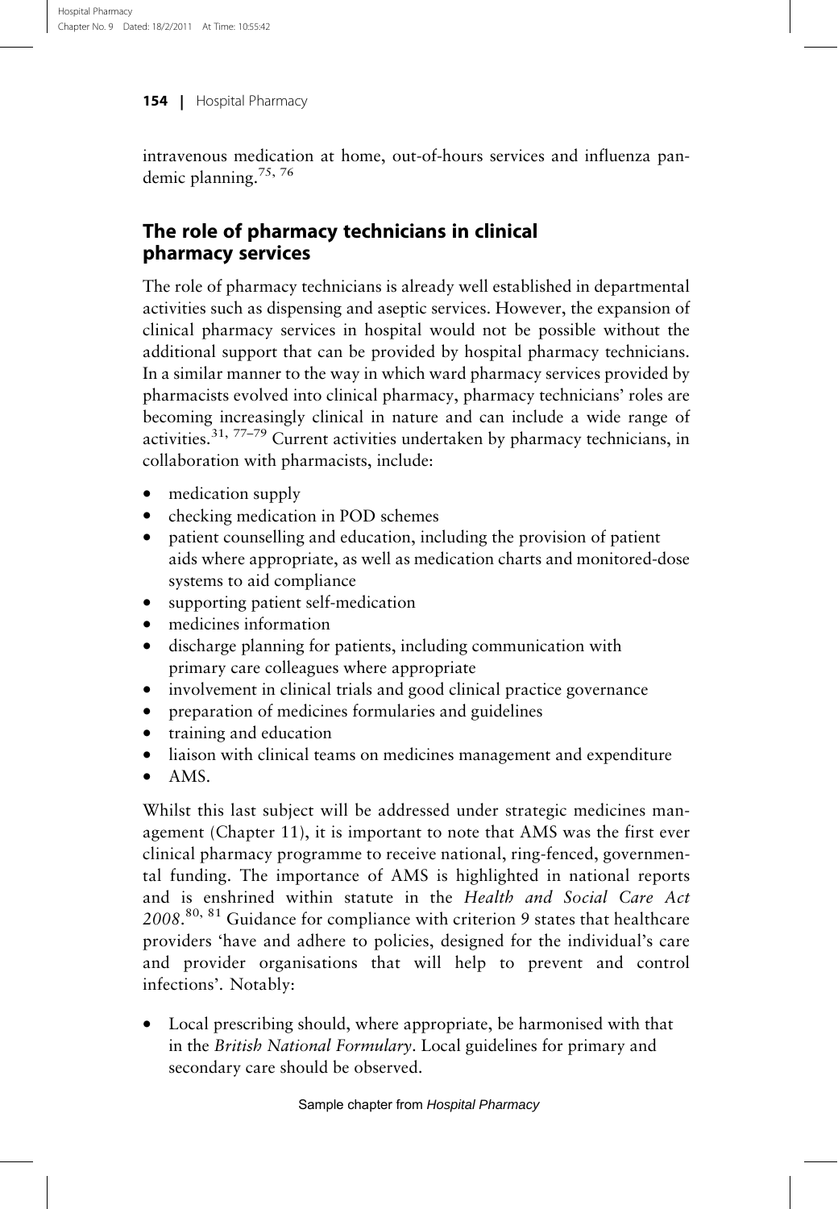intravenous medication at home, out-of-hours services and influenza pandemic planning.[75, 76]

## The role of pharmacy technicians in clinical pharmacy services

The role of pharmacy technicians is already well established in departmental activities such as dispensing and aseptic services. However, the expansion of clinical pharmacy services in hospital would not be possible without the additional support that can be provided by hospital pharmacy technicians. In a similar manner to the way in which ward pharmacy services provided by pharmacists evolved into clinical pharmacy, pharmacy technicians' roles are becoming increasingly clinical in nature and can include a wide range of activities.[31, 77–79] Current activities undertaken by pharmacy technicians, in collaboration with pharmacists, include:

- medication supply
- checking medication in POD schemes
- patient counselling and education, including the provision of patient aids where appropriate, as well as medication charts and monitored-dose systems to aid compliance
- supporting patient self-medication
- medicines information
- discharge planning for patients, including communication with primary care colleagues where appropriate
- involvement in clinical trials and good clinical practice governance
- preparation of medicines formularies and guidelines
- training and education
- liaison with clinical teams on medicines management and expenditure
- AMS.

Whilst this last subject will be addressed under strategic medicines management (Chapter 11), it is important to note that AMS was the first ever clinical pharmacy programme to receive national, ring-fenced, governmental funding. The importance of AMS is highlighted in national reports and is enshrined within statute in the *Health and Social Care Act 2008*.[80, 81] Guidance for compliance with criterion 9 states that healthcare providers 'have and adhere to policies, designed for the individual's care and provider organisations that will help to prevent and control infections'. Notably:

- Local prescribing should, where appropriate, be harmonised with that in the *British National Formulary*. Local guidelines for primary and secondary care should be observed.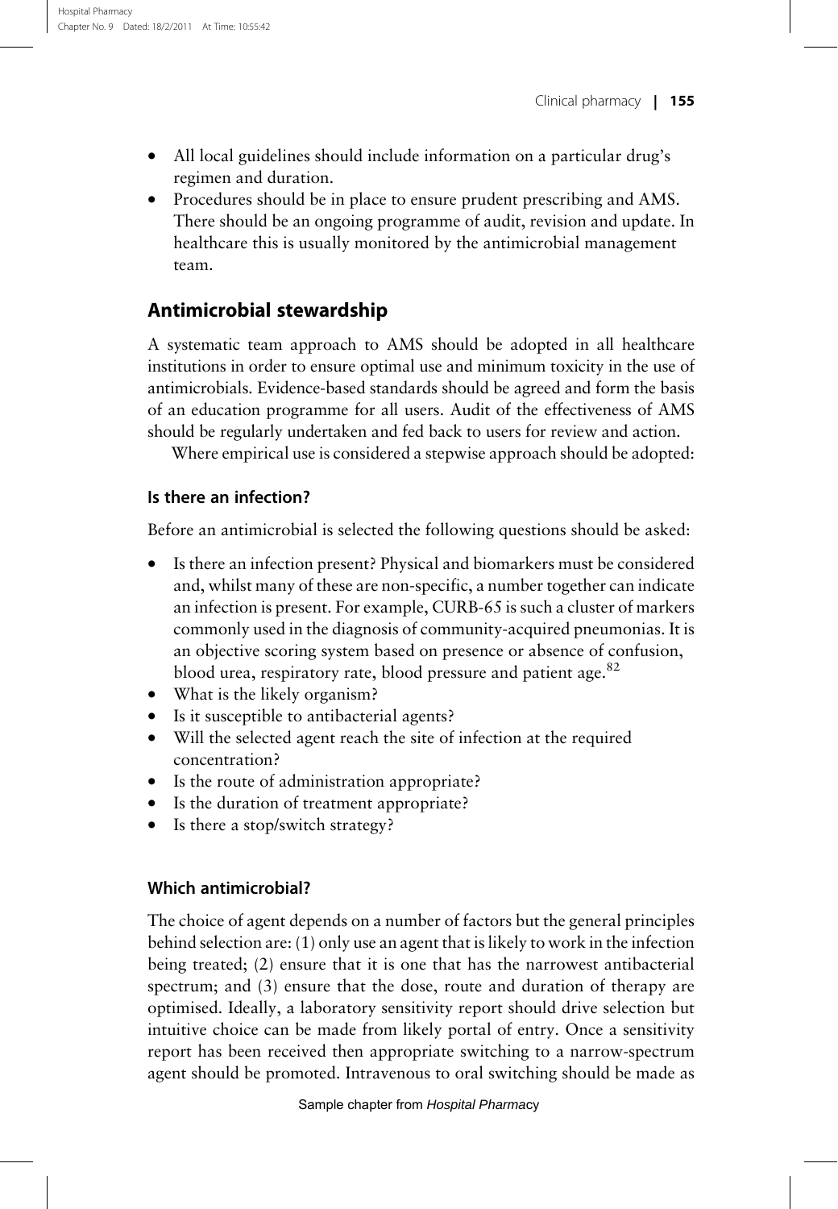- All local guidelines should include information on a particular drug's regimen and duration.
- Procedures should be in place to ensure prudent prescribing and AMS. There should be an ongoing programme of audit, revision and update. In healthcare this is usually monitored by the antimicrobial management team.

## Antimicrobial stewardship

A systematic team approach to AMS should be adopted in all healthcare institutions in order to ensure optimal use and minimum toxicity in the use of antimicrobials. Evidence-based standards should be agreed and form the basis of an education programme for all users. Audit of the effectiveness of AMS should be regularly undertaken and fed back to users for review and action.

Where empirical use is considered a stepwise approach should be adopted:

### Is there an infection?

Before an antimicrobial is selected the following questions should be asked:

- Is there an infection present? Physical and biomarkers must be considered and, whilst many of these are non-specific, a number together can indicate an infection is present. For example, CURB-65 is such a cluster of markers commonly used in the diagnosis of community-acquired pneumonias. It is an objective scoring system based on presence or absence of confusion, blood urea, respiratory rate, blood pressure and patient age.[82]
- What is the likely organism?
- Is it susceptible to antibacterial agents?
- Will the selected agent reach the site of infection at the required concentration?
- Is the route of administration appropriate?
- Is the duration of treatment appropriate?
- Is there a stop/switch strategy?

### Which antimicrobial?

The choice of agent depends on a number of factors but the general principles behind selection are: (1) only use an agent that is likely to work in the infection being treated; (2) ensure that it is one that has the narrowest antibacterial spectrum; and (3) ensure that the dose, route and duration of therapy are optimised. Ideally, a laboratory sensitivity report should drive selection but intuitive choice can be made from likely portal of entry. Once a sensitivity report has been received then appropriate switching to a narrow-spectrum agent should be promoted. Intravenous to oral switching should be made as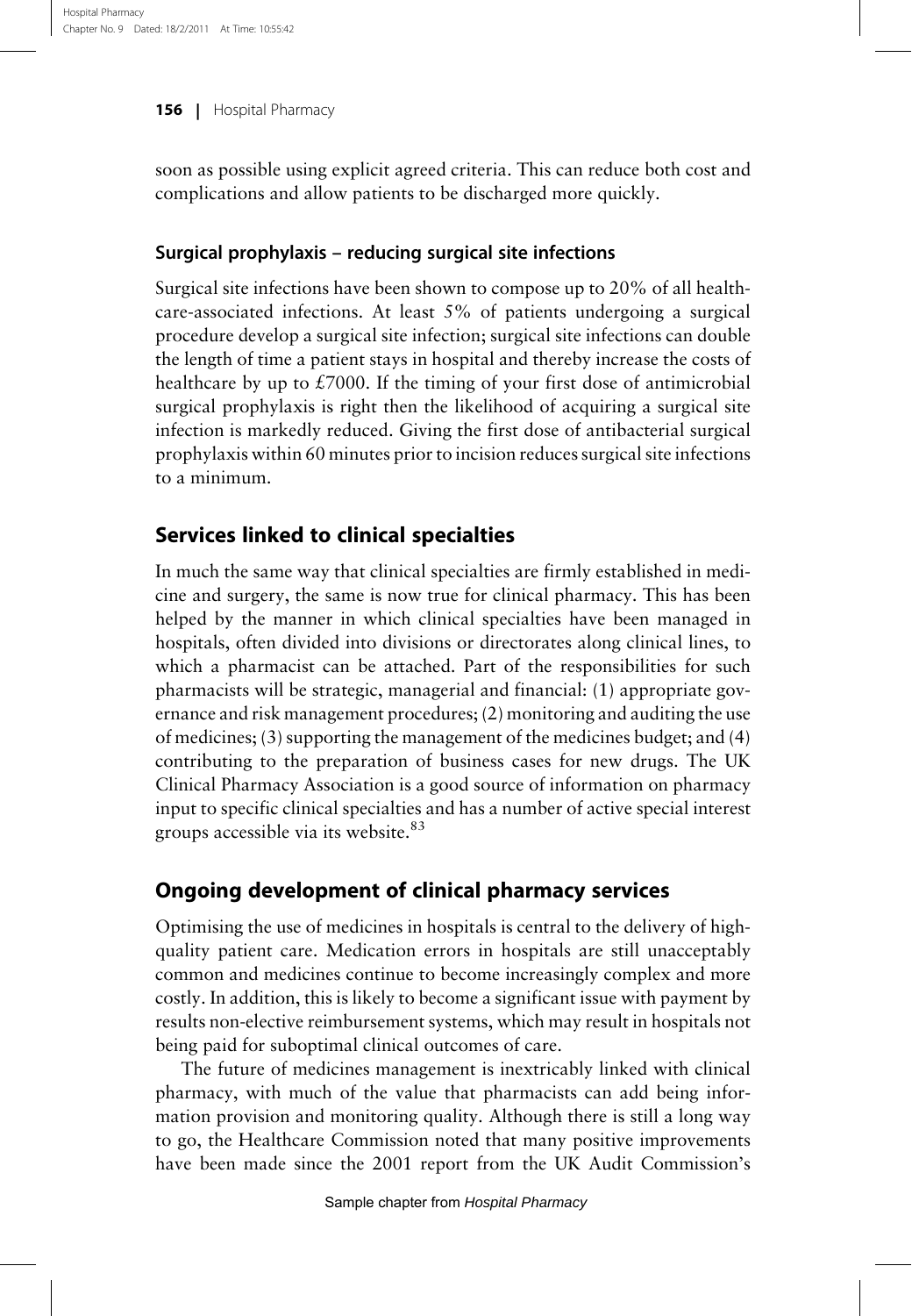soon as possible using explicit agreed criteria. This can reduce both cost and complications and allow patients to be discharged more quickly.

### Surgical prophylaxis – reducing surgical site infections

Surgical site infections have been shown to compose up to 20% of all healthcare-associated infections. At least 5% of patients undergoing a surgical procedure develop a surgical site infection; surgical site infections can double the length of time a patient stays in hospital and thereby increase the costs of healthcare by up to £7000. If the timing of your first dose of antimicrobial surgical prophylaxis is right then the likelihood of acquiring a surgical site infection is markedly reduced. Giving the first dose of antibacterial surgical prophylaxis within 60 minutes prior to incision reduces surgical site infections to a minimum.

## Services linked to clinical specialties

In much the same way that clinical specialties are firmly established in medicine and surgery, the same is now true for clinical pharmacy. This has been helped by the manner in which clinical specialties have been managed in hospitals, often divided into divisions or directorates along clinical lines, to which a pharmacist can be attached. Part of the responsibilities for such pharmacists will be strategic, managerial and financial: (1) appropriate governance and risk management procedures; (2) monitoring and auditing the use of medicines; (3) supporting the management of the medicines budget; and (4) contributing to the preparation of business cases for new drugs. The UK Clinical Pharmacy Association is a good source of information on pharmacy input to specific clinical specialties and has a number of active special interest groups accessible via its website.[83]

## Ongoing development of clinical pharmacy services

Optimising the use of medicines in hospitals is central to the delivery of high-quality patient care. Medication errors in hospitals are still unacceptably common and medicines continue to become increasingly complex and more costly. In addition, this is likely to become a significant issue with payment by results non-elective reimbursement systems, which may result in hospitals not being paid for suboptimal clinical outcomes of care.

The future of medicines management is inextricably linked with clinical pharmacy, with much of the value that pharmacists can add being information provision and monitoring quality. Although there is still a long way to go, the Healthcare Commission noted that many positive improvements have been made since the 2001 report from the UK Audit Commission's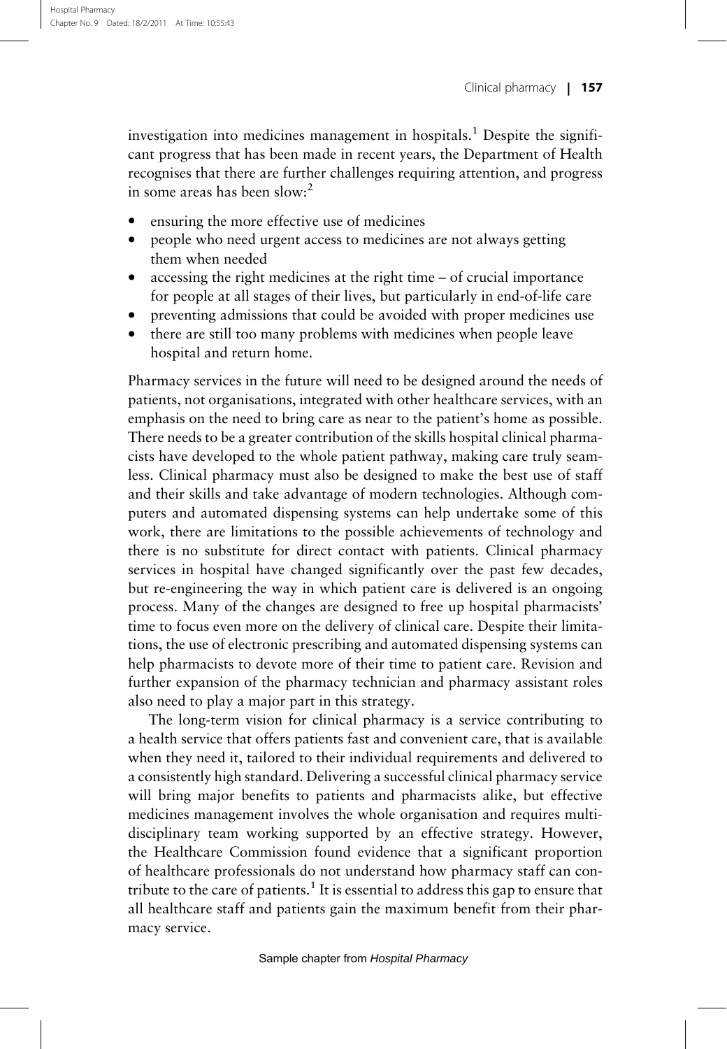investigation into medicines management in hospitals.[1] Despite the significant progress that has been made in recent years, the Department of Health recognises that there are further challenges requiring attention, and progress in some areas has been slow:[2]

- ensuring the more effective use of medicines
- people who need urgent access to medicines are not always getting them when needed
- accessing the right medicines at the right time – of crucial importance for people at all stages of their lives, but particularly in end-of-life care
- preventing admissions that could be avoided with proper medicines use
- there are still too many problems with medicines when people leave hospital and return home.

Pharmacy services in the future will need to be designed around the needs of patients, not organisations, integrated with other healthcare services, with an emphasis on the need to bring care as near to the patient's home as possible. There needs to be a greater contribution of the skills hospital clinical pharmacists have developed to the whole patient pathway, making care truly seamless. Clinical pharmacy must also be designed to make the best use of staff and their skills and take advantage of modern technologies. Although computers and automated dispensing systems can help undertake some of this work, there are limitations to the possible achievements of technology and there is no substitute for direct contact with patients. Clinical pharmacy services in hospital have changed significantly over the past few decades, but re-engineering the way in which patient care is delivered is an ongoing process. Many of the changes are designed to free up hospital pharmacists' time to focus even more on the delivery of clinical care. Despite their limitations, the use of electronic prescribing and automated dispensing systems can help pharmacists to devote more of their time to patient care. Revision and further expansion of the pharmacy technician and pharmacy assistant roles also need to play a major part in this strategy.

The long-term vision for clinical pharmacy is a service contributing to a health service that offers patients fast and convenient care, that is available when they need it, tailored to their individual requirements and delivered to a consistently high standard. Delivering a successful clinical pharmacy service will bring major benefits to patients and pharmacists alike, but effective medicines management involves the whole organisation and requires multidisciplinary team working supported by an effective strategy. However, the Healthcare Commission found evidence that a significant proportion of healthcare professionals do not understand how pharmacy staff can contribute to the care of patients.[1] It is essential to address this gap to ensure that all healthcare staff and patients gain the maximum benefit from their pharmacy service.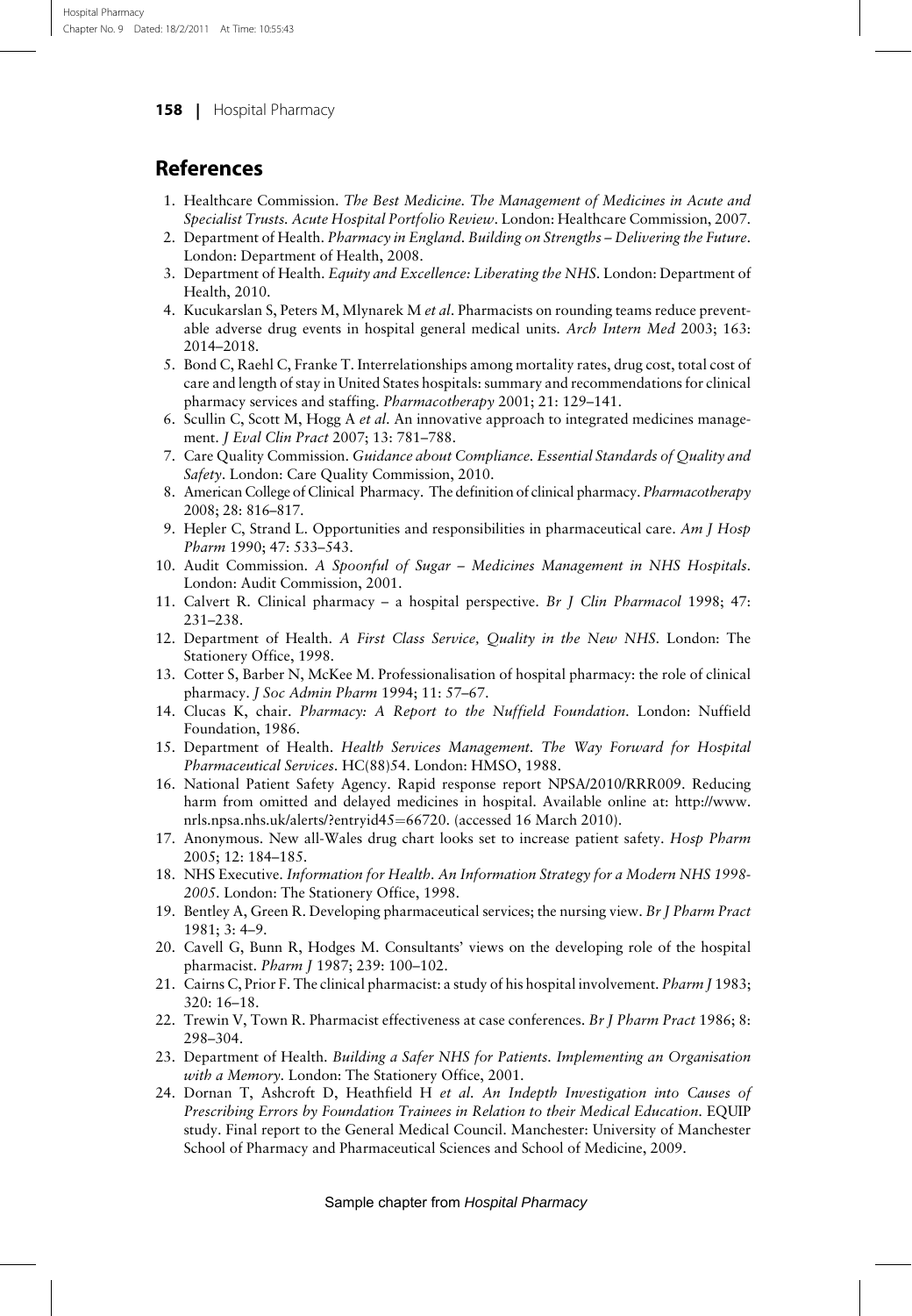## References

1. Healthcare Commission. *The Best Medicine. The Management of Medicines in Acute and Specialist Trusts. Acute Hospital Portfolio Review*. London: Healthcare Commission, 2007.
2. Department of Health. *Pharmacy in England. Building on Strengths – Delivering the Future*. London: Department of Health, 2008.
3. Department of Health. *Equity and Excellence: Liberating the NHS*. London: Department of Health, 2010.
4. Kucukarslan S, Peters M, Mlynarek M *et al*. Pharmacists on rounding teams reduce preventable adverse drug events in hospital general medical units. *Arch Intern Med* 2003; 163: 2014–2018.
5. Bond C, Raehl C, Franke T. Interrelationships among mortality rates, drug cost, total cost of care and length of stay in United States hospitals: summary and recommendations for clinical pharmacy services and staffing. *Pharmacotherapy* 2001; 21: 129–141.
6. Scullin C, Scott M, Hogg A *et al*. An innovative approach to integrated medicines management. *J Eval Clin Pract* 2007; 13: 781–788.
7. Care Quality Commission. *Guidance about Compliance. Essential Standards of Quality and Safety*. London: Care Quality Commission, 2010.
8. American College of Clinical Pharmacy. The definition of clinical pharmacy. *Pharmacotherapy* 2008; 28: 816–817.
9. Hepler C, Strand L. Opportunities and responsibilities in pharmaceutical care. *Am J Hosp Pharm* 1990; 47: 533–543.
10. Audit Commission. *A Spoonful of Sugar – Medicines Management in NHS Hospitals*. London: Audit Commission, 2001.
11. Calvert R. Clinical pharmacy – a hospital perspective. *Br J Clin Pharmacol* 1998; 47: 231–238.
12. Department of Health. *A First Class Service, Quality in the New NHS*. London: The Stationery Office, 1998.
13. Cotter S, Barber N, McKee M. Professionalisation of hospital pharmacy: the role of clinical pharmacy. *J Soc Admin Pharm* 1994; 11: 57–67.
14. Clucas K, chair. *Pharmacy: A Report to the Nuffield Foundation*. London: Nuffield Foundation, 1986.
15. Department of Health. *Health Services Management. The Way Forward for Hospital Pharmaceutical Services*. HC(88)54. London: HMSO, 1988.
16. National Patient Safety Agency. Rapid response report NPSA/2010/RRR009. Reducing harm from omitted and delayed medicines in hospital. Available online at: http://www.nrls.npsa.nhs.uk/alerts/?entryid45=66720. (accessed 16 March 2010).
17. Anonymous. New all-Wales drug chart looks set to increase patient safety. *Hosp Pharm* 2005; 12: 184–185.
18. NHS Executive. *Information for Health. An Information Strategy for a Modern NHS 1998-2005*. London: The Stationery Office, 1998.
19. Bentley A, Green R. Developing pharmaceutical services; the nursing view. *Br J Pharm Pract* 1981; 3: 4–9.
20. Cavell G, Bunn R, Hodges M. Consultants' views on the developing role of the hospital pharmacist. *Pharm J* 1987; 239: 100–102.
21. Cairns C, Prior F. The clinical pharmacist: a study of his hospital involvement. *Pharm J* 1983; 320: 16–18.
22. Trewin V, Town R. Pharmacist effectiveness at case conferences. *Br J Pharm Pract* 1986; 8: 298–304.
23. Department of Health. *Building a Safer NHS for Patients. Implementing an Organisation with a Memory*. London: The Stationery Office, 2001.
24. Dornan T, Ashcroft D, Heathfield H *et al*. *An Indepth Investigation into Causes of Prescribing Errors by Foundation Trainees in Relation to their Medical Education*. EQUIP study. Final report to the General Medical Council. Manchester: University of Manchester School of Pharmacy and Pharmaceutical Sciences and School of Medicine, 2009.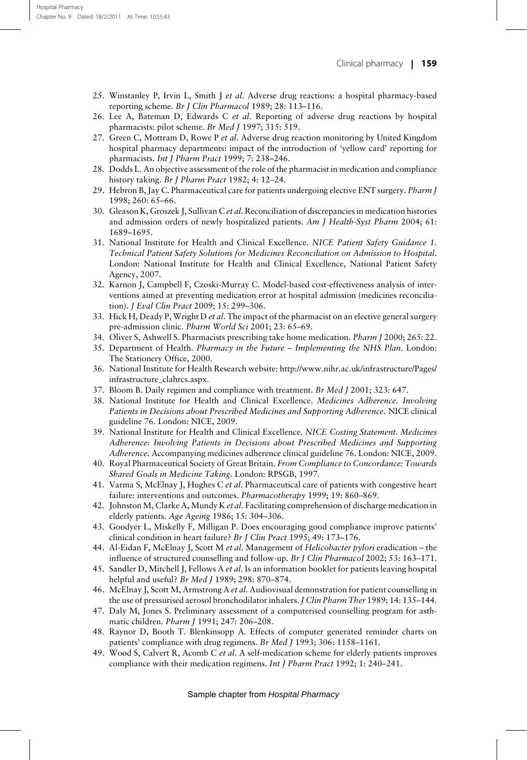25. Winstanley P, Irvin L, Smith J *et al*. Adverse drug reactions: a hospital pharmacy-based reporting scheme. *Br J Clin Pharmacol* 1989; 28: 113–116.
26. Lee A, Bateman D, Edwards C *et al*. Reporting of adverse drug reactions by hospital pharmacists: pilot scheme. *Br Med J* 1997; 315: 519.
27. Green C, Mottram D, Rowe P *et al*. Adverse drug reaction monitoring by United Kingdom hospital pharmacy departments: impact of the introduction of 'yellow card' reporting for pharmacists. *Int J Pharm Pract* 1999; 7: 238–246.
28. Dodds L. An objective assessment of the role of the pharmacist in medication and compliance history taking. *Br J Pharm Pract* 1982; 4: 12–24.
29. Hebron B, Jay C. Pharmaceutical care for patients undergoing elective ENT surgery. *Pharm J* 1998; 260: 65–66.
30. Gleason K, Groszek J, Sullivan C *et al*. Reconciliation of discrepancies in medication histories and admission orders of newly hospitalized patients. *Am J Health-Syst Pharm* 2004; 61: 1689–1695.
31. National Institute for Health and Clinical Excellence. *NICE Patient Safety Guidance 1. Technical Patient Safety Solutions for Medicines Reconciliation on Admission to Hospital*. London: National Institute for Health and Clinical Excellence, National Patient Safety Agency, 2007.
32. Karnon J, Campbell F, Czoski-Murray C. Model-based cost-effectiveness analysis of interventions aimed at preventing medication error at hospital admission (medicines reconciliation). *J Eval Clin Pract* 2009; 15: 299–306.
33. Hick H, Deady P, Wright D *et al*. The impact of the pharmacist on an elective general surgery pre-admission clinic. *Pharm World Sci* 2001; 23: 65–69.
34. Oliver S, Ashwell S. Pharmacists prescribing take home medication. *Pharm J* 2000; 265: 22.
35. Department of Health. *Pharmacy in the Future – Implementing the NHS Plan*. London: The Stationery Office, 2000.
36. National Institute for Health Research website: http://www.nihr.ac.uk/infrastructure/Pages/infrastructure_clahrcs.aspx.
37. Bloom B. Daily regimen and compliance with treatment. *Br Med J* 2001; 323: 647.
38. National Institute for Health and Clinical Excellence. *Medicines Adherence. Involving Patients in Decisions about Prescribed Medicines and Supporting Adherence*. NICE clinical guideline 76. London: NICE, 2009.
39. National Institute for Health and Clinical Excellence. *NICE Costing Statement. Medicines Adherence: Involving Patients in Decisions about Prescribed Medicines and Supporting Adherence*. Accompanying medicines adherence clinical guideline 76. London: NICE, 2009.
40. Royal Pharmaceutical Society of Great Britain. *From Compliance to Concordance: Towards Shared Goals in Medicine Taking*. London: RPSGB, 1997.
41. Varma S, McElnay J, Hughes C *et al*. Pharmaceutical care of patients with congestive heart failure: interventions and outcomes. *Pharmacotherapy* 1999; 19: 860–869.
42. Johnston M, Clarke A, Mundy K *et al*. Facilitating comprehension of discharge medication in elderly patients. *Age Ageing* 1986; 15: 304–306.
43. Goodyer L, Miskelly F, Milligan P. Does encouraging good compliance improve patients' clinical condition in heart failure? *Br J Clin Pract* 1995; 49: 173–176.
44. Al-Eidan F, McElnay J, Scott M *et al*. Management of *Helicobacter pylori* eradication – the influence of structured counselling and follow-up. *Br J Clin Pharmacol* 2002; 53: 163–171.
45. Sandler D, Mitchell J, Fellows A *et al*. Is an information booklet for patients leaving hospital helpful and useful? *Br Med J* 1989; 298: 870–874.
46. McElnay J, Scott M, Armstrong A *et al*. Audiovisual demonstration for patient counselling in the use of pressurised aerosol bronchodilator inhalers. *J Clin Pharm Ther* 1989; 14: 135–144.
47. Daly M, Jones S. Preliminary assessment of a computerised counselling program for asthmatic children. *Pharm J* 1991; 247: 206–208.
48. Raynor D, Booth T. Blenkinsopp A. Effects of computer generated reminder charts on patients' compliance with drug regimens. *Br Med J* 1993; 306: 1158–1161.
49. Wood S, Calvert R, Acomb C *et al*. A self-medication scheme for elderly patients improves compliance with their medication regimens. *Int J Pharm Pract* 1992; 1: 240–241.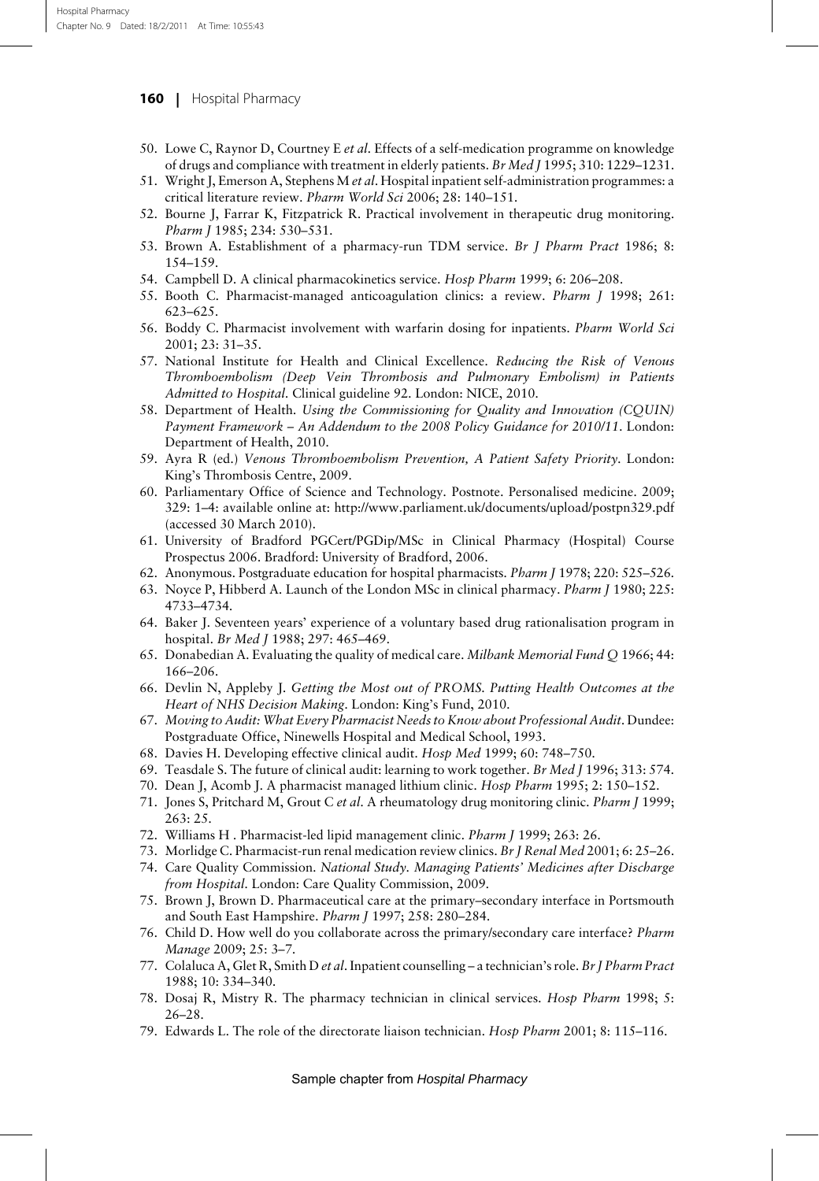50. Lowe C, Raynor D, Courtney E *et al*. Effects of a self-medication programme on knowledge of drugs and compliance with treatment in elderly patients. *Br Med J* 1995; 310: 1229–1231.
51. Wright J, Emerson A, Stephens M *et al*. Hospital inpatient self-administration programmes: a critical literature review. *Pharm World Sci* 2006; 28: 140–151.
52. Bourne J, Farrar K, Fitzpatrick R. Practical involvement in therapeutic drug monitoring. *Pharm J* 1985; 234: 530–531.
53. Brown A. Establishment of a pharmacy-run TDM service. *Br J Pharm Pract* 1986; 8: 154–159.
54. Campbell D. A clinical pharmacokinetics service. *Hosp Pharm* 1999; 6: 206–208.
55. Booth C. Pharmacist-managed anticoagulation clinics: a review. *Pharm J* 1998; 261: 623–625.
56. Boddy C. Pharmacist involvement with warfarin dosing for inpatients. *Pharm World Sci* 2001; 23: 31–35.
57. National Institute for Health and Clinical Excellence. *Reducing the Risk of Venous Thromboembolism (Deep Vein Thrombosis and Pulmonary Embolism) in Patients Admitted to Hospital*. Clinical guideline 92. London: NICE, 2010.
58. Department of Health. *Using the Commissioning for Quality and Innovation (CQUIN) Payment Framework – An Addendum to the 2008 Policy Guidance for 2010/11*. London: Department of Health, 2010.
59. Ayra R (ed.) *Venous Thromboembolism Prevention, A Patient Safety Priority*. London: King's Thrombosis Centre, 2009.
60. Parliamentary Office of Science and Technology. Postnote. Personalised medicine. 2009; 329: 1–4: available online at: http://www.parliament.uk/documents/upload/postpn329.pdf (accessed 30 March 2010).
61. University of Bradford PGCert/PGDip/MSc in Clinical Pharmacy (Hospital) Course Prospectus 2006. Bradford: University of Bradford, 2006.
62. Anonymous. Postgraduate education for hospital pharmacists. *Pharm J* 1978; 220: 525–526.
63. Noyce P, Hibberd A. Launch of the London MSc in clinical pharmacy. *Pharm J* 1980; 225: 4733–4734.
64. Baker J. Seventeen years' experience of a voluntary based drug rationalisation program in hospital. *Br Med J* 1988; 297: 465–469.
65. Donabedian A. Evaluating the quality of medical care. *Milbank Memorial Fund Q* 1966; 44: 166–206.
66. Devlin N, Appleby J. *Getting the Most out of PROMS. Putting Health Outcomes at the Heart of NHS Decision Making*. London: King's Fund, 2010.
67. *Moving to Audit: What Every Pharmacist Needs to Know about Professional Audit*. Dundee: Postgraduate Office, Ninewells Hospital and Medical School, 1993.
68. Davies H. Developing effective clinical audit. *Hosp Med* 1999; 60: 748–750.
69. Teasdale S. The future of clinical audit: learning to work together. *Br Med J* 1996; 313: 574.
70. Dean J, Acomb J. A pharmacist managed lithium clinic. *Hosp Pharm* 1995; 2: 150–152.
71. Jones S, Pritchard M, Grout C *et al*. A rheumatology drug monitoring clinic. *Pharm J* 1999; 263: 25.
72. Williams H . Pharmacist-led lipid management clinic. *Pharm J* 1999; 263: 26.
73. Morlidge C. Pharmacist-run renal medication review clinics. *Br J Renal Med* 2001; 6: 25–26.
74. Care Quality Commission. *National Study. Managing Patients' Medicines after Discharge from Hospital*. London: Care Quality Commission, 2009.
75. Brown J, Brown D. Pharmaceutical care at the primary–secondary interface in Portsmouth and South East Hampshire. *Pharm J* 1997; 258: 280–284.
76. Child D. How well do you collaborate across the primary/secondary care interface? *Pharm Manage* 2009; 25: 3–7.
77. Colaluca A, Glet R, Smith D *et al*. Inpatient counselling – a technician's role. *Br J Pharm Pract* 1988; 10: 334–340.
78. Dosaj R, Mistry R. The pharmacy technician in clinical services. *Hosp Pharm* 1998; 5: 26–28.
79. Edwards L. The role of the directorate liaison technician. *Hosp Pharm* 2001; 8: 115–116.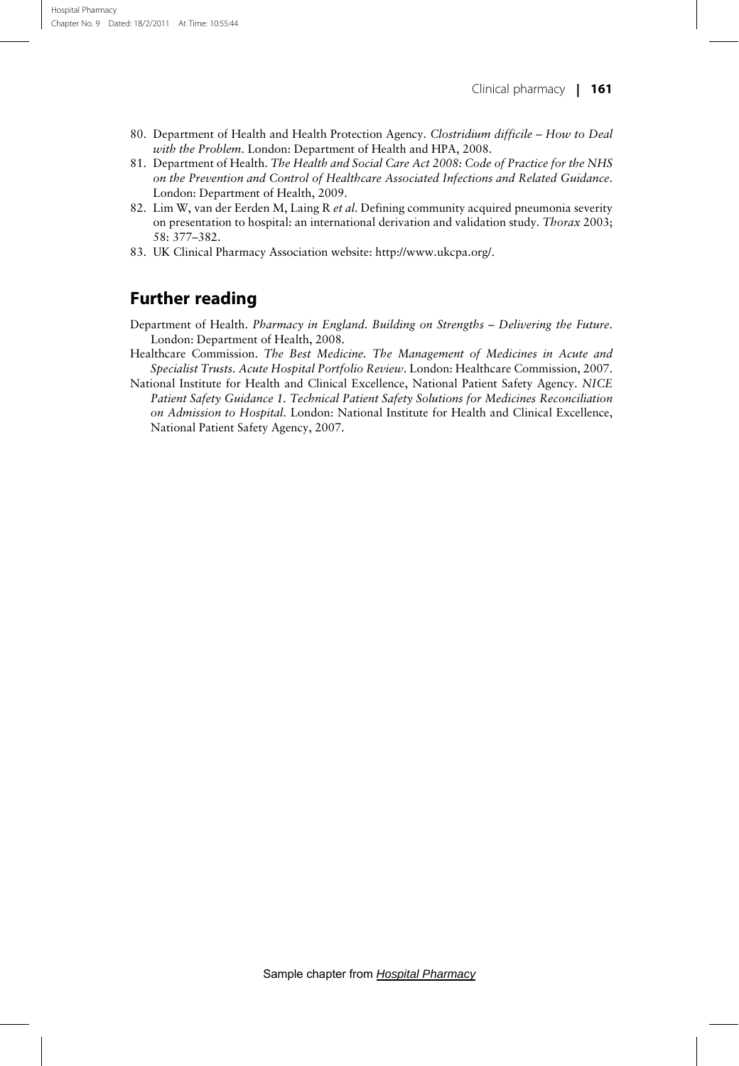80. Department of Health and Health Protection Agency. *Clostridium difficile – How to Deal with the Problem*. London: Department of Health and HPA, 2008.
81. Department of Health. *The Health and Social Care Act 2008: Code of Practice for the NHS on the Prevention and Control of Healthcare Associated Infections and Related Guidance*. London: Department of Health, 2009.
82. Lim W, van der Eerden M, Laing R *et al*. Defining community acquired pneumonia severity on presentation to hospital: an international derivation and validation study. *Thorax* 2003; 58: 377–382.
83. UK Clinical Pharmacy Association website: http://www.ukcpa.org/.

## Further reading

Department of Health. *Pharmacy in England. Building on Strengths – Delivering the Future*. London: Department of Health, 2008.

Healthcare Commission. *The Best Medicine. The Management of Medicines in Acute and Specialist Trusts. Acute Hospital Portfolio Review*. London: Healthcare Commission, 2007.

National Institute for Health and Clinical Excellence, National Patient Safety Agency. *NICE Patient Safety Guidance 1. Technical Patient Safety Solutions for Medicines Reconciliation on Admission to Hospital*. London: National Institute for Health and Clinical Excellence, National Patient Safety Agency, 2007.